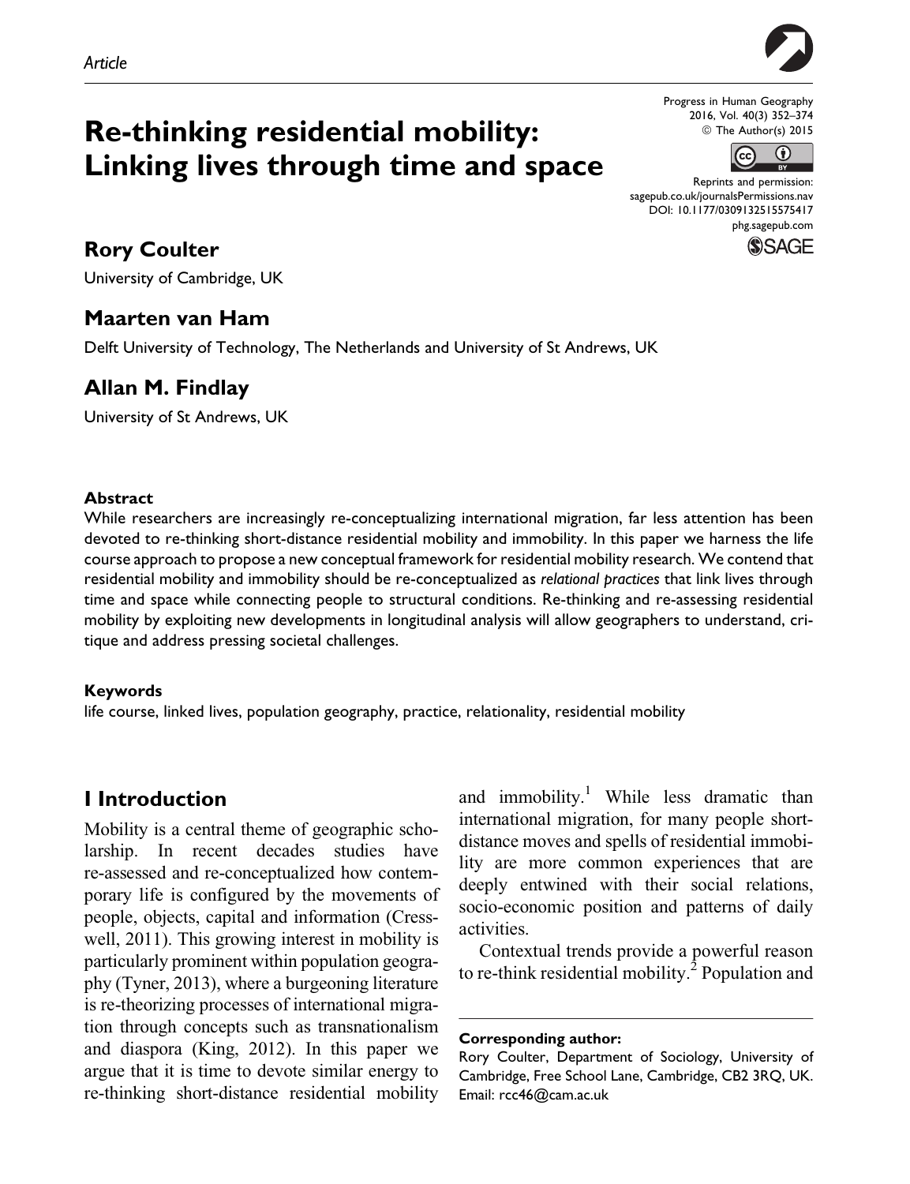*Article*

# Re-thinking residential mobility: Linking lives through time and space

Progress in Human Geography
2016, Vol. 40(3) 352–374
© The Author(s) 2015
Reprints and permission:
sagepub.co.uk/journalsPermissions.nav
DOI: 10.1177/0309132515575417
phg.sagepub.com

**Rory Coulter**
University of Cambridge, UK

**Maarten van Ham**
Delft University of Technology, The Netherlands and University of St Andrews, UK

**Allan M. Findlay**
University of St Andrews, UK

#### Abstract

While researchers are increasingly re-conceptualizing international migration, far less attention has been devoted to re-thinking short-distance residential mobility and immobility. In this paper we harness the life course approach to propose a new conceptual framework for residential mobility research. We contend that residential mobility and immobility should be re-conceptualized as *relational practices* that link lives through time and space while connecting people to structural conditions. Re-thinking and re-assessing residential mobility by exploiting new developments in longitudinal analysis will allow geographers to understand, critique and address pressing societal challenges.

#### Keywords

life course, linked lives, population geography, practice, relationality, residential mobility

## I Introduction

Mobility is a central theme of geographic scholarship. In recent decades studies have re-assessed and re-conceptualized how contemporary life is configured by the movements of people, objects, capital and information (Cresswell, 2011). This growing interest in mobility is particularly prominent within population geography (Tyner, 2013), where a burgeoning literature is re-theorizing processes of international migration through concepts such as transnationalism and diaspora (King, 2012). In this paper we argue that it is time to devote similar energy to re-thinking short-distance residential mobility and immobility.[1] While less dramatic than international migration, for many people short-distance moves and spells of residential immobility are more common experiences that are deeply entwined with their social relations, socio-economic position and patterns of daily activities.

Contextual trends provide a powerful reason to re-think residential mobility.[2] Population and

**Corresponding author:**
Rory Coulter, Department of Sociology, University of Cambridge, Free School Lane, Cambridge, CB2 3RQ, UK.
Email: rcc46@cam.ac.uk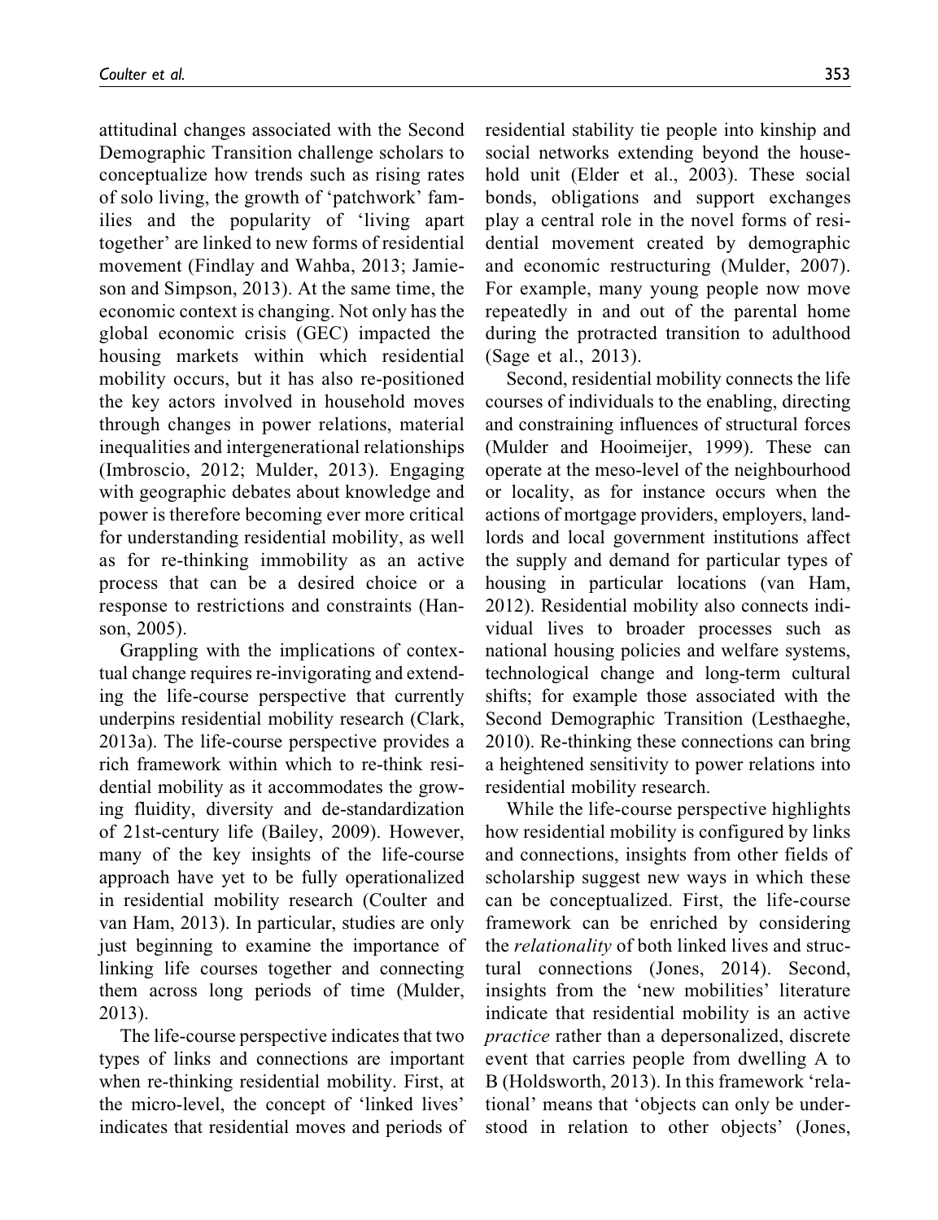attitudinal changes associated with the Second Demographic Transition challenge scholars to conceptualize how trends such as rising rates of solo living, the growth of 'patchwork' families and the popularity of 'living apart together' are linked to new forms of residential movement (Findlay and Wahba, 2013; Jamieson and Simpson, 2013). At the same time, the economic context is changing. Not only has the global economic crisis (GEC) impacted the housing markets within which residential mobility occurs, but it has also re-positioned the key actors involved in household moves through changes in power relations, material inequalities and intergenerational relationships (Imbroscio, 2012; Mulder, 2013). Engaging with geographic debates about knowledge and power is therefore becoming ever more critical for understanding residential mobility, as well as for re-thinking immobility as an active process that can be a desired choice or a response to restrictions and constraints (Hanson, 2005).

Grappling with the implications of contextual change requires re-invigorating and extending the life-course perspective that currently underpins residential mobility research (Clark, 2013a). The life-course perspective provides a rich framework within which to re-think residential mobility as it accommodates the growing fluidity, diversity and de-standardization of 21st-century life (Bailey, 2009). However, many of the key insights of the life-course approach have yet to be fully operationalized in residential mobility research (Coulter and van Ham, 2013). In particular, studies are only just beginning to examine the importance of linking life courses together and connecting them across long periods of time (Mulder, 2013).

The life-course perspective indicates that two types of links and connections are important when re-thinking residential mobility. First, at the micro-level, the concept of 'linked lives' indicates that residential moves and periods of residential stability tie people into kinship and social networks extending beyond the household unit (Elder et al., 2003). These social bonds, obligations and support exchanges play a central role in the novel forms of residential movement created by demographic and economic restructuring (Mulder, 2007). For example, many young people now move repeatedly in and out of the parental home during the protracted transition to adulthood (Sage et al., 2013).

Second, residential mobility connects the life courses of individuals to the enabling, directing and constraining influences of structural forces (Mulder and Hooimeijer, 1999). These can operate at the meso-level of the neighbourhood or locality, as for instance occurs when the actions of mortgage providers, employers, landlords and local government institutions affect the supply and demand for particular types of housing in particular locations (van Ham, 2012). Residential mobility also connects individual lives to broader processes such as national housing policies and welfare systems, technological change and long-term cultural shifts; for example those associated with the Second Demographic Transition (Lesthaeghe, 2010). Re-thinking these connections can bring a heightened sensitivity to power relations into residential mobility research.

While the life-course perspective highlights how residential mobility is configured by links and connections, insights from other fields of scholarship suggest new ways in which these can be conceptualized. First, the life-course framework can be enriched by considering the *relationality* of both linked lives and structural connections (Jones, 2014). Second, insights from the 'new mobilities' literature indicate that residential mobility is an active *practice* rather than a depersonalized, discrete event that carries people from dwelling A to B (Holdsworth, 2013). In this framework 'relational' means that 'objects can only be understood in relation to other objects' (Jones,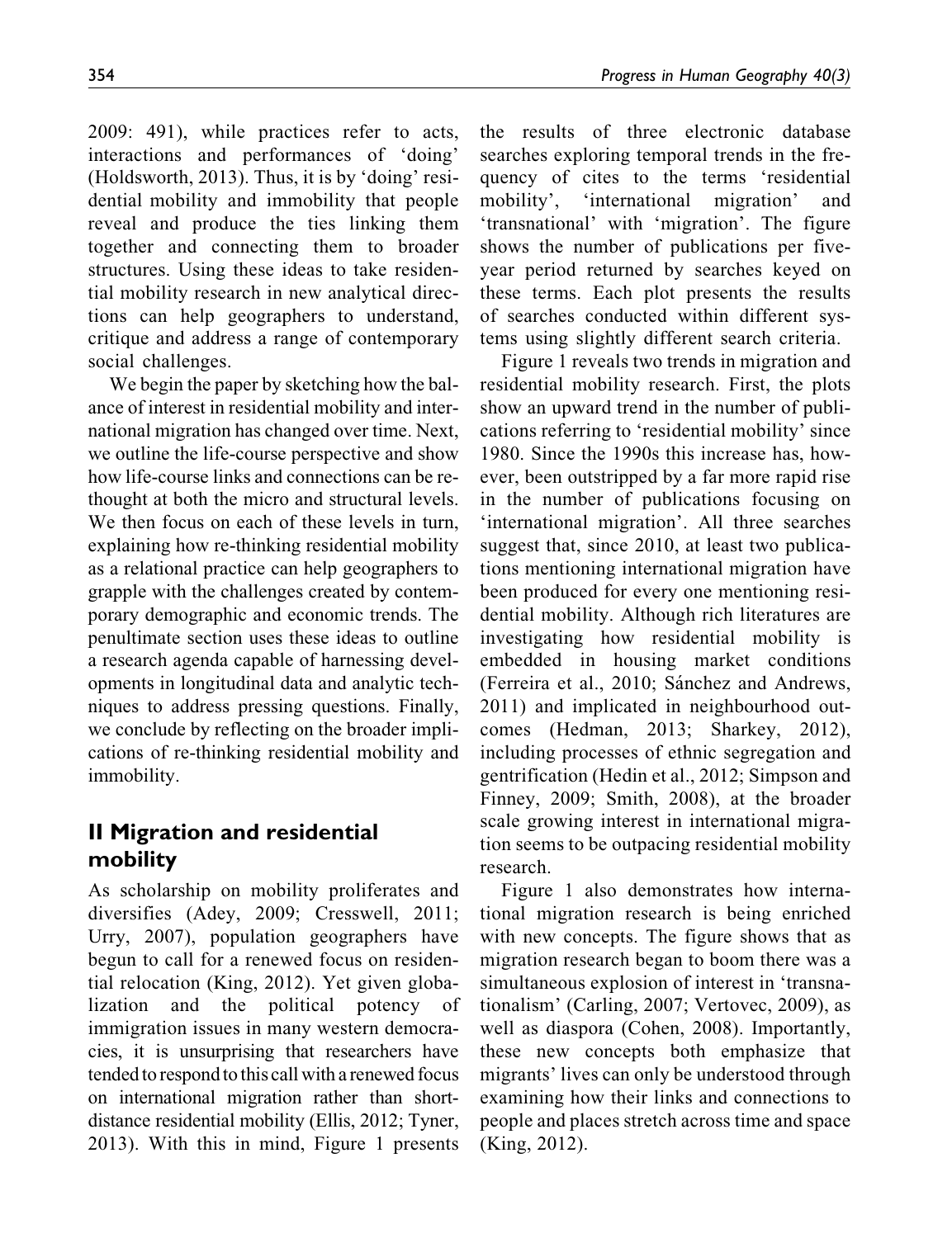2009: 491), while practices refer to acts, interactions and performances of 'doing' (Holdsworth, 2013). Thus, it is by 'doing' residential mobility and immobility that people reveal and produce the ties linking them together and connecting them to broader structures. Using these ideas to take residential mobility research in new analytical directions can help geographers to understand, critique and address a range of contemporary social challenges.

We begin the paper by sketching how the balance of interest in residential mobility and international migration has changed over time. Next, we outline the life-course perspective and show how life-course links and connections can be re-thought at both the micro and structural levels. We then focus on each of these levels in turn, explaining how re-thinking residential mobility as a relational practice can help geographers to grapple with the challenges created by contemporary demographic and economic trends. The penultimate section uses these ideas to outline a research agenda capable of harnessing developments in longitudinal data and analytic techniques to address pressing questions. Finally, we conclude by reflecting on the broader implications of re-thinking residential mobility and immobility.

## II Migration and residential mobility

As scholarship on mobility proliferates and diversifies (Adey, 2009; Cresswell, 2011; Urry, 2007), population geographers have begun to call for a renewed focus on residential relocation (King, 2012). Yet given globalization and the political potency of immigration issues in many western democracies, it is unsurprising that researchers have tended to respond to this call with a renewed focus on international migration rather than short-distance residential mobility (Ellis, 2012; Tyner, 2013). With this in mind, Figure 1 presents the results of three electronic database searches exploring temporal trends in the frequency of cites to the terms 'residential mobility', 'international migration' and 'transnational' with 'migration'. The figure shows the number of publications per five-year period returned by searches keyed on these terms. Each plot presents the results of searches conducted within different systems using slightly different search criteria.

Figure 1 reveals two trends in migration and residential mobility research. First, the plots show an upward trend in the number of publications referring to 'residential mobility' since 1980. Since the 1990s this increase has, however, been outstripped by a far more rapid rise in the number of publications focusing on 'international migration'. All three searches suggest that, since 2010, at least two publications mentioning international migration have been produced for every one mentioning residential mobility. Although rich literatures are investigating how residential mobility is embedded in housing market conditions (Ferreira et al., 2010; Sánchez and Andrews, 2011) and implicated in neighbourhood outcomes (Hedman, 2013; Sharkey, 2012), including processes of ethnic segregation and gentrification (Hedin et al., 2012; Simpson and Finney, 2009; Smith, 2008), at the broader scale growing interest in international migration seems to be outpacing residential mobility research.

Figure 1 also demonstrates how international migration research is being enriched with new concepts. The figure shows that as migration research began to boom there was a simultaneous explosion of interest in 'transnationalism' (Carling, 2007; Vertovec, 2009), as well as diaspora (Cohen, 2008). Importantly, these new concepts both emphasize that migrants' lives can only be understood through examining how their links and connections to people and places stretch across time and space (King, 2012).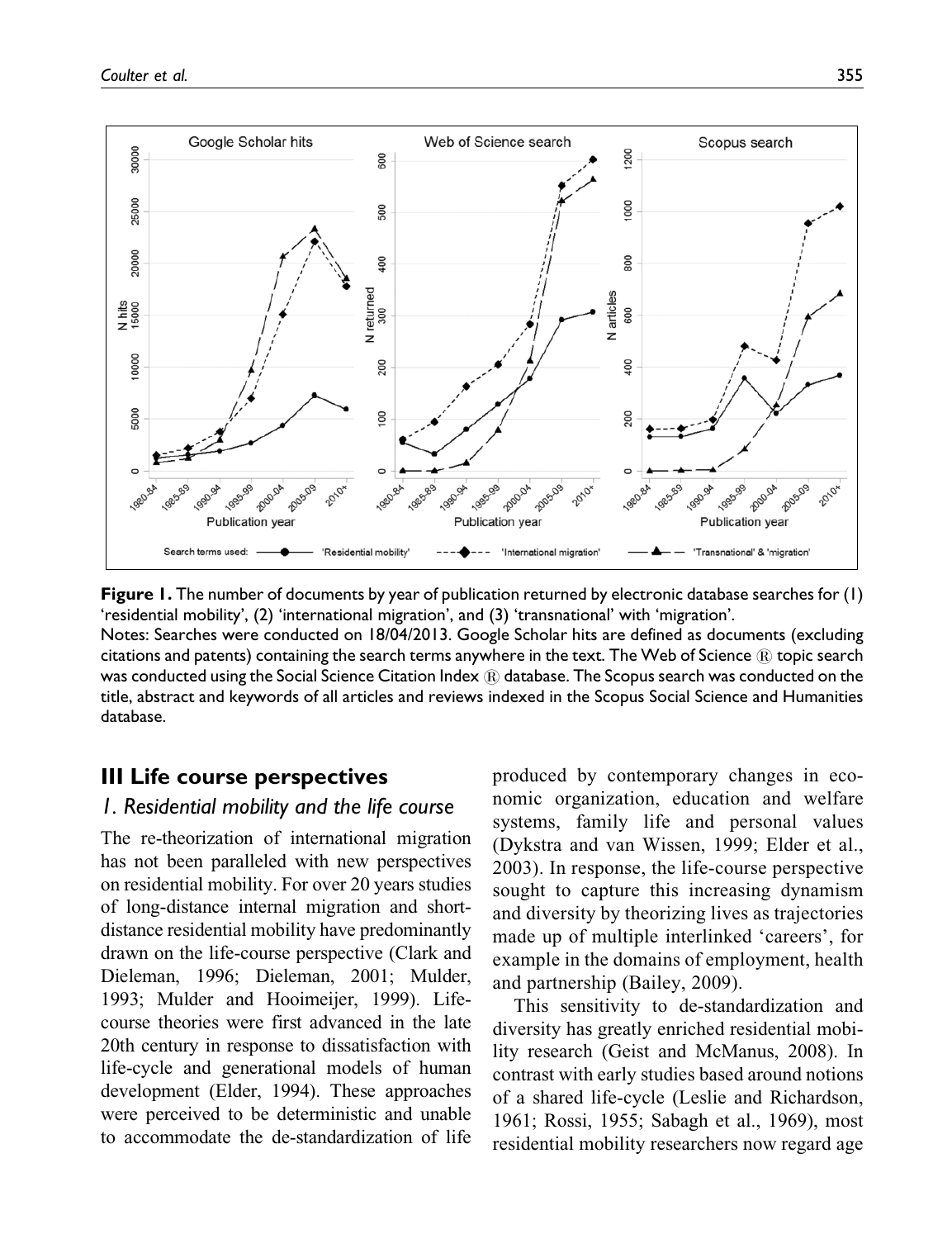**Figure 1.** The number of documents by year of publication returned by electronic database searches for (1) 'residential mobility', (2) 'international migration', and (3) 'transnational' with 'migration'.

Notes: Searches were conducted on 18/04/2013. Google Scholar hits are defined as documents (excluding citations and patents) containing the search terms anywhere in the text. The Web of Science ® topic search was conducted using the Social Science Citation Index ® database. The Scopus search was conducted on the title, abstract and keywords of all articles and reviews indexed in the Scopus Social Science and Humanities database.

## III Life course perspectives

### 1. Residential mobility and the life course

The re-theorization of international migration has not been paralleled with new perspectives on residential mobility. For over 20 years studies of long-distance internal migration and short-distance residential mobility have predominantly drawn on the life-course perspective (Clark and Dieleman, 1996; Dieleman, 2001; Mulder, 1993; Mulder and Hooimeijer, 1999). Life-course theories were first advanced in the late 20th century in response to dissatisfaction with life-cycle and generational models of human development (Elder, 1994). These approaches were perceived to be deterministic and unable to accommodate the de-standardization of life produced by contemporary changes in economic organization, education and welfare systems, family life and personal values (Dykstra and van Wissen, 1999; Elder et al., 2003). In response, the life-course perspective sought to capture this increasing dynamism and diversity by theorizing lives as trajectories made up of multiple interlinked 'careers', for example in the domains of employment, health and partnership (Bailey, 2009).

This sensitivity to de-standardization and diversity has greatly enriched residential mobility research (Geist and McManus, 2008). In contrast with early studies based around notions of a shared life-cycle (Leslie and Richardson, 1961; Rossi, 1955; Sabagh et al., 1969), most residential mobility researchers now regard age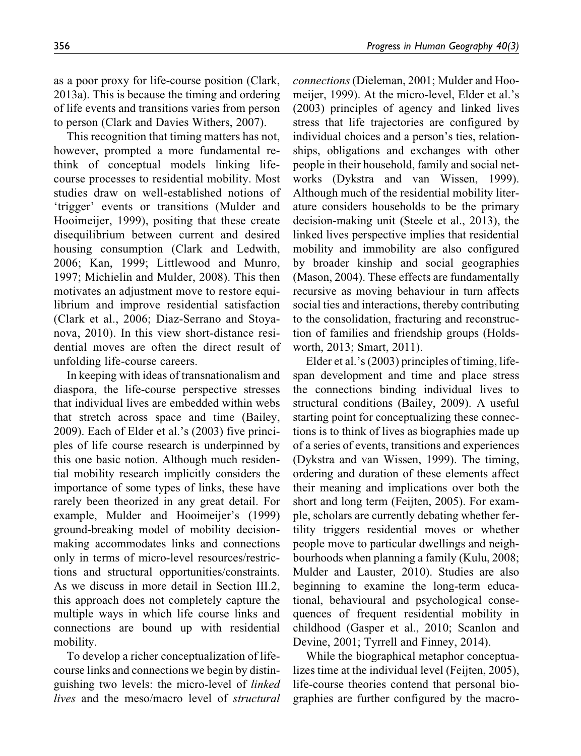as a poor proxy for life-course position (Clark, 2013a). This is because the timing and ordering of life events and transitions varies from person to person (Clark and Davies Withers, 2007).

This recognition that timing matters has not, however, prompted a more fundamental re-think of conceptual models linking life-course processes to residential mobility. Most studies draw on well-established notions of 'trigger' events or transitions (Mulder and Hooimeijer, 1999), positing that these create disequilibrium between current and desired housing consumption (Clark and Ledwith, 2006; Kan, 1999; Littlewood and Munro, 1997; Michielin and Mulder, 2008). This then motivates an adjustment move to restore equilibrium and improve residential satisfaction (Clark et al., 2006; Diaz-Serrano and Stoyanova, 2010). In this view short-distance residential moves are often the direct result of unfolding life-course careers.

In keeping with ideas of transnationalism and diaspora, the life-course perspective stresses that individual lives are embedded within webs that stretch across space and time (Bailey, 2009). Each of Elder et al.'s (2003) five principles of life course research is underpinned by this one basic notion. Although much residential mobility research implicitly considers the importance of some types of links, these have rarely been theorized in any great detail. For example, Mulder and Hooimeijer's (1999) ground-breaking model of mobility decision-making accommodates links and connections only in terms of micro-level resources/restrictions and structural opportunities/constraints. As we discuss in more detail in Section III.2, this approach does not completely capture the multiple ways in which life course links and connections are bound up with residential mobility.

To develop a richer conceptualization of life-course links and connections we begin by distinguishing two levels: the micro-level of *linked lives* and the meso/macro level of *structural connections* (Dieleman, 2001; Mulder and Hoomeijer, 1999). At the micro-level, Elder et al.'s (2003) principles of agency and linked lives stress that life trajectories are configured by individual choices and a person's ties, relationships, obligations and exchanges with other people in their household, family and social networks (Dykstra and van Wissen, 1999). Although much of the residential mobility literature considers households to be the primary decision-making unit (Steele et al., 2013), the linked lives perspective implies that residential mobility and immobility are also configured by broader kinship and social geographies (Mason, 2004). These effects are fundamentally recursive as moving behaviour in turn affects social ties and interactions, thereby contributing to the consolidation, fracturing and reconstruction of families and friendship groups (Holdsworth, 2013; Smart, 2011).

Elder et al.'s (2003) principles of timing, life-span development and time and place stress the connections binding individual lives to structural conditions (Bailey, 2009). A useful starting point for conceptualizing these connections is to think of lives as biographies made up of a series of events, transitions and experiences (Dykstra and van Wissen, 1999). The timing, ordering and duration of these elements affect their meaning and implications over both the short and long term (Feijten, 2005). For example, scholars are currently debating whether fertility triggers residential moves or whether people move to particular dwellings and neighbourhoods when planning a family (Kulu, 2008; Mulder and Lauster, 2010). Studies are also beginning to examine the long-term educational, behavioural and psychological consequences of frequent residential mobility in childhood (Gasper et al., 2010; Scanlon and Devine, 2001; Tyrrell and Finney, 2014).

While the biographical metaphor conceptualizes time at the individual level (Feijten, 2005), life-course theories contend that personal biographies are further configured by the macro-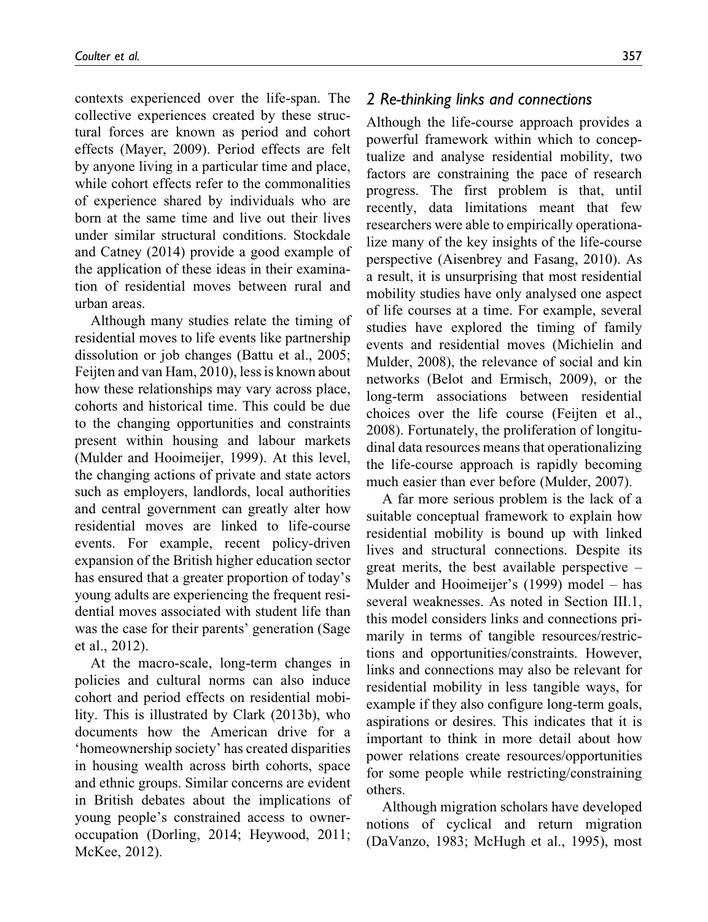contexts experienced over the life-span. The collective experiences created by these structural forces are known as period and cohort effects (Mayer, 2009). Period effects are felt by anyone living in a particular time and place, while cohort effects refer to the commonalities of experience shared by individuals who are born at the same time and live out their lives under similar structural conditions. Stockdale and Catney (2014) provide a good example of the application of these ideas in their examination of residential moves between rural and urban areas.

Although many studies relate the timing of residential moves to life events like partnership dissolution or job changes (Battu et al., 2005; Feijten and van Ham, 2010), less is known about how these relationships may vary across place, cohorts and historical time. This could be due to the changing opportunities and constraints present within housing and labour markets (Mulder and Hooimeijer, 1999). At this level, the changing actions of private and state actors such as employers, landlords, local authorities and central government can greatly alter how residential moves are linked to life-course events. For example, recent policy-driven expansion of the British higher education sector has ensured that a greater proportion of today's young adults are experiencing the frequent residential moves associated with student life than was the case for their parents' generation (Sage et al., 2012).

At the macro-scale, long-term changes in policies and cultural norms can also induce cohort and period effects on residential mobility. This is illustrated by Clark (2013b), who documents how the American drive for a 'homeownership society' has created disparities in housing wealth across birth cohorts, space and ethnic groups. Similar concerns are evident in British debates about the implications of young people's constrained access to owner-occupation (Dorling, 2014; Heywood, 2011; McKee, 2012).

## *2 Re-thinking links and connections*

Although the life-course approach provides a powerful framework within which to conceptualize and analyse residential mobility, two factors are constraining the pace of research progress. The first problem is that, until recently, data limitations meant that few researchers were able to empirically operationalize many of the key insights of the life-course perspective (Aisenbrey and Fasang, 2010). As a result, it is unsurprising that most residential mobility studies have only analysed one aspect of life courses at a time. For example, several studies have explored the timing of family events and residential moves (Michielin and Mulder, 2008), the relevance of social and kin networks (Belot and Ermisch, 2009), or the long-term associations between residential choices over the life course (Feijten et al., 2008). Fortunately, the proliferation of longitudinal data resources means that operationalizing the life-course approach is rapidly becoming much easier than ever before (Mulder, 2007).

A far more serious problem is the lack of a suitable conceptual framework to explain how residential mobility is bound up with linked lives and structural connections. Despite its great merits, the best available perspective – Mulder and Hooimeijer's (1999) model – has several weaknesses. As noted in Section III.1, this model considers links and connections primarily in terms of tangible resources/restrictions and opportunities/constraints. However, links and connections may also be relevant for residential mobility in less tangible ways, for example if they also configure long-term goals, aspirations or desires. This indicates that it is important to think in more detail about how power relations create resources/opportunities for some people while restricting/constraining others.

Although migration scholars have developed notions of cyclical and return migration (DaVanzo, 1983; McHugh et al., 1995), most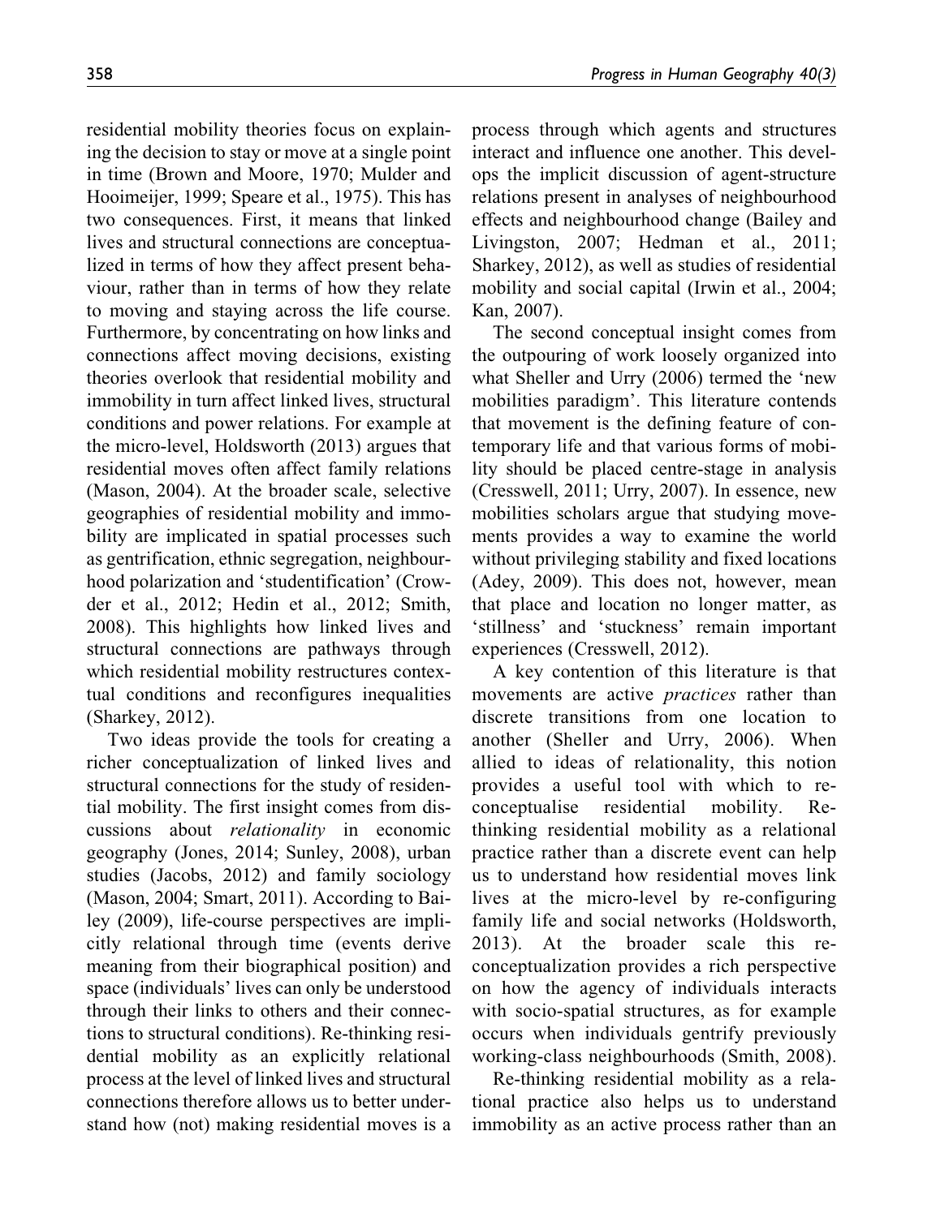residential mobility theories focus on explaining the decision to stay or move at a single point in time (Brown and Moore, 1970; Mulder and Hooimeijer, 1999; Speare et al., 1975). This has two consequences. First, it means that linked lives and structural connections are conceptualized in terms of how they affect present behaviour, rather than in terms of how they relate to moving and staying across the life course. Furthermore, by concentrating on how links and connections affect moving decisions, existing theories overlook that residential mobility and immobility in turn affect linked lives, structural conditions and power relations. For example at the micro-level, Holdsworth (2013) argues that residential moves often affect family relations (Mason, 2004). At the broader scale, selective geographies of residential mobility and immobility are implicated in spatial processes such as gentrification, ethnic segregation, neighbourhood polarization and 'studentification' (Crowder et al., 2012; Hedin et al., 2012; Smith, 2008). This highlights how linked lives and structural connections are pathways through which residential mobility restructures contextual conditions and reconfigures inequalities (Sharkey, 2012).

Two ideas provide the tools for creating a richer conceptualization of linked lives and structural connections for the study of residential mobility. The first insight comes from discussions about *relationality* in economic geography (Jones, 2014; Sunley, 2008), urban studies (Jacobs, 2012) and family sociology (Mason, 2004; Smart, 2011). According to Bailey (2009), life-course perspectives are implicitly relational through time (events derive meaning from their biographical position) and space (individuals' lives can only be understood through their links to others and their connections to structural conditions). Re-thinking residential mobility as an explicitly relational process at the level of linked lives and structural connections therefore allows us to better understand how (not) making residential moves is a process through which agents and structures interact and influence one another. This develops the implicit discussion of agent-structure relations present in analyses of neighbourhood effects and neighbourhood change (Bailey and Livingston, 2007; Hedman et al., 2011; Sharkey, 2012), as well as studies of residential mobility and social capital (Irwin et al., 2004; Kan, 2007).

The second conceptual insight comes from the outpouring of work loosely organized into what Sheller and Urry (2006) termed the 'new mobilities paradigm'. This literature contends that movement is the defining feature of contemporary life and that various forms of mobility should be placed centre-stage in analysis (Cresswell, 2011; Urry, 2007). In essence, new mobilities scholars argue that studying movements provides a way to examine the world without privileging stability and fixed locations (Adey, 2009). This does not, however, mean that place and location no longer matter, as 'stillness' and 'stuckness' remain important experiences (Cresswell, 2012).

A key contention of this literature is that movements are active *practices* rather than discrete transitions from one location to another (Sheller and Urry, 2006). When allied to ideas of relationality, this notion provides a useful tool with which to re-conceptualise residential mobility. Re-thinking residential mobility as a relational practice rather than a discrete event can help us to understand how residential moves link lives at the micro-level by re-configuring family life and social networks (Holdsworth, 2013). At the broader scale this re-conceptualization provides a rich perspective on how the agency of individuals interacts with socio-spatial structures, as for example occurs when individuals gentrify previously working-class neighbourhoods (Smith, 2008).

Re-thinking residential mobility as a relational practice also helps us to understand immobility as an active process rather than an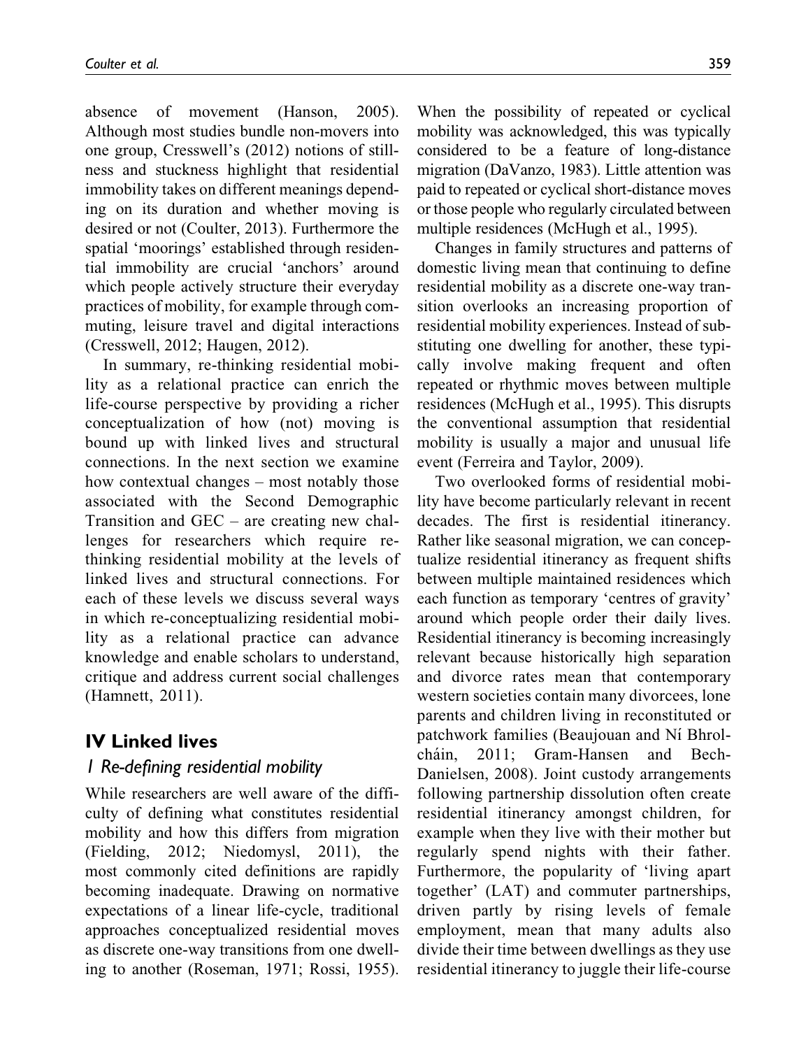absence of movement (Hanson, 2005). Although most studies bundle non-movers into one group, Cresswell's (2012) notions of stillness and stuckness highlight that residential immobility takes on different meanings depending on its duration and whether moving is desired or not (Coulter, 2013). Furthermore the spatial 'moorings' established through residential immobility are crucial 'anchors' around which people actively structure their everyday practices of mobility, for example through commuting, leisure travel and digital interactions (Cresswell, 2012; Haugen, 2012).

In summary, re-thinking residential mobility as a relational practice can enrich the life-course perspective by providing a richer conceptualization of how (not) moving is bound up with linked lives and structural connections. In the next section we examine how contextual changes – most notably those associated with the Second Demographic Transition and GEC – are creating new challenges for researchers which require re-thinking residential mobility at the levels of linked lives and structural connections. For each of these levels we discuss several ways in which re-conceptualizing residential mobility as a relational practice can advance knowledge and enable scholars to understand, critique and address current social challenges (Hamnett, 2011).

## IV Linked lives

### 1 Re-defining residential mobility

While researchers are well aware of the difficulty of defining what constitutes residential mobility and how this differs from migration (Fielding, 2012; Niedomysl, 2011), the most commonly cited definitions are rapidly becoming inadequate. Drawing on normative expectations of a linear life-cycle, traditional approaches conceptualized residential moves as discrete one-way transitions from one dwelling to another (Roseman, 1971; Rossi, 1955). When the possibility of repeated or cyclical mobility was acknowledged, this was typically considered to be a feature of long-distance migration (DaVanzo, 1983). Little attention was paid to repeated or cyclical short-distance moves or those people who regularly circulated between multiple residences (McHugh et al., 1995).

Changes in family structures and patterns of domestic living mean that continuing to define residential mobility as a discrete one-way transition overlooks an increasing proportion of residential mobility experiences. Instead of substituting one dwelling for another, these typically involve making frequent and often repeated or rhythmic moves between multiple residences (McHugh et al., 1995). This disrupts the conventional assumption that residential mobility is usually a major and unusual life event (Ferreira and Taylor, 2009).

Two overlooked forms of residential mobility have become particularly relevant in recent decades. The first is residential itinerancy. Rather like seasonal migration, we can conceptualize residential itinerancy as frequent shifts between multiple maintained residences which each function as temporary 'centres of gravity' around which people order their daily lives. Residential itinerancy is becoming increasingly relevant because historically high separation and divorce rates mean that contemporary western societies contain many divorcees, lone parents and children living in reconstituted or patchwork families (Beaujouan and Ní Bhrolcháin, 2011; Gram-Hansen and Bech-Danielsen, 2008). Joint custody arrangements following partnership dissolution often create residential itinerancy amongst children, for example when they live with their mother but regularly spend nights with their father. Furthermore, the popularity of 'living apart together' (LAT) and commuter partnerships, driven partly by rising levels of female employment, mean that many adults also divide their time between dwellings as they use residential itinerancy to juggle their life-course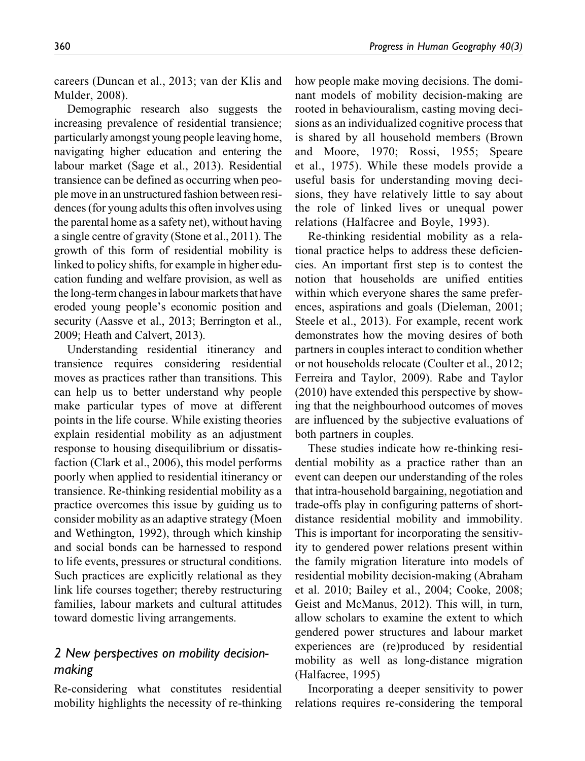careers (Duncan et al., 2013; van der Klis and Mulder, 2008).

Demographic research also suggests the increasing prevalence of residential transience; particularly amongst young people leaving home, navigating higher education and entering the labour market (Sage et al., 2013). Residential transience can be defined as occurring when people move in an unstructured fashion between residences (for young adults this often involves using the parental home as a safety net), without having a single centre of gravity (Stone et al., 2011). The growth of this form of residential mobility is linked to policy shifts, for example in higher education funding and welfare provision, as well as the long-term changes in labour markets that have eroded young people's economic position and security (Aassve et al., 2013; Berrington et al., 2009; Heath and Calvert, 2013).

Understanding residential itinerancy and transience requires considering residential moves as practices rather than transitions. This can help us to better understand why people make particular types of move at different points in the life course. While existing theories explain residential mobility as an adjustment response to housing disequilibrium or dissatisfaction (Clark et al., 2006), this model performs poorly when applied to residential itinerancy or transience. Re-thinking residential mobility as a practice overcomes this issue by guiding us to consider mobility as an adaptive strategy (Moen and Wethington, 1992), through which kinship and social bonds can be harnessed to respond to life events, pressures or structural conditions. Such practices are explicitly relational as they link life courses together; thereby restructuring families, labour markets and cultural attitudes toward domestic living arrangements.

## 2 New perspectives on mobility decision-making

Re-considering what constitutes residential mobility highlights the necessity of re-thinking how people make moving decisions. The dominant models of mobility decision-making are rooted in behaviouralism, casting moving decisions as an individualized cognitive process that is shared by all household members (Brown and Moore, 1970; Rossi, 1955; Speare et al., 1975). While these models provide a useful basis for understanding moving decisions, they have relatively little to say about the role of linked lives or unequal power relations (Halfacree and Boyle, 1993).

Re-thinking residential mobility as a relational practice helps to address these deficiencies. An important first step is to contest the notion that households are unified entities within which everyone shares the same preferences, aspirations and goals (Dieleman, 2001; Steele et al., 2013). For example, recent work demonstrates how the moving desires of both partners in couples interact to condition whether or not households relocate (Coulter et al., 2012; Ferreira and Taylor, 2009). Rabe and Taylor (2010) have extended this perspective by showing that the neighbourhood outcomes of moves are influenced by the subjective evaluations of both partners in couples.

These studies indicate how re-thinking residential mobility as a practice rather than an event can deepen our understanding of the roles that intra-household bargaining, negotiation and trade-offs play in configuring patterns of short-distance residential mobility and immobility. This is important for incorporating the sensitivity to gendered power relations present within the family migration literature into models of residential mobility decision-making (Abraham et al. 2010; Bailey et al., 2004; Cooke, 2008; Geist and McManus, 2012). This will, in turn, allow scholars to examine the extent to which gendered power structures and labour market experiences are (re)produced by residential mobility as well as long-distance migration (Halfacree, 1995)

Incorporating a deeper sensitivity to power relations requires re-considering the temporal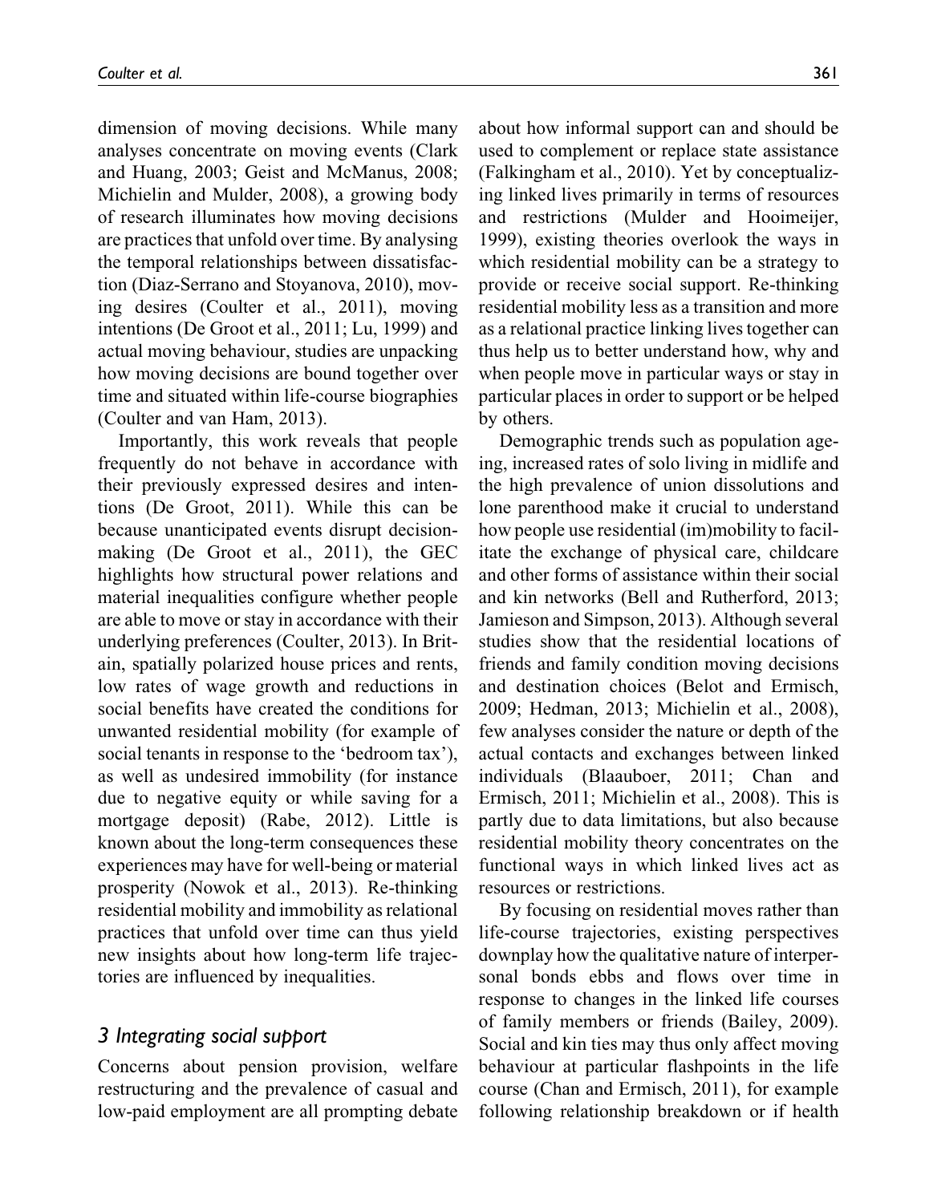dimension of moving decisions. While many analyses concentrate on moving events (Clark and Huang, 2003; Geist and McManus, 2008; Michielin and Mulder, 2008), a growing body of research illuminates how moving decisions are practices that unfold over time. By analysing the temporal relationships between dissatisfaction (Diaz-Serrano and Stoyanova, 2010), moving desires (Coulter et al., 2011), moving intentions (De Groot et al., 2011; Lu, 1999) and actual moving behaviour, studies are unpacking how moving decisions are bound together over time and situated within life-course biographies (Coulter and van Ham, 2013).

Importantly, this work reveals that people frequently do not behave in accordance with their previously expressed desires and intentions (De Groot, 2011). While this can be because unanticipated events disrupt decision-making (De Groot et al., 2011), the GEC highlights how structural power relations and material inequalities configure whether people are able to move or stay in accordance with their underlying preferences (Coulter, 2013). In Britain, spatially polarized house prices and rents, low rates of wage growth and reductions in social benefits have created the conditions for unwanted residential mobility (for example of social tenants in response to the 'bedroom tax'), as well as undesired immobility (for instance due to negative equity or while saving for a mortgage deposit) (Rabe, 2012). Little is known about the long-term consequences these experiences may have for well-being or material prosperity (Nowok et al., 2013). Re-thinking residential mobility and immobility as relational practices that unfold over time can thus yield new insights about how long-term life trajectories are influenced by inequalities.

## 3 Integrating social support

Concerns about pension provision, welfare restructuring and the prevalence of casual and low-paid employment are all prompting debate about how informal support can and should be used to complement or replace state assistance (Falkingham et al., 2010). Yet by conceptualizing linked lives primarily in terms of resources and restrictions (Mulder and Hooimeijer, 1999), existing theories overlook the ways in which residential mobility can be a strategy to provide or receive social support. Re-thinking residential mobility less as a transition and more as a relational practice linking lives together can thus help us to better understand how, why and when people move in particular ways or stay in particular places in order to support or be helped by others.

Demographic trends such as population ageing, increased rates of solo living in midlife and the high prevalence of union dissolutions and lone parenthood make it crucial to understand how people use residential (im)mobility to facilitate the exchange of physical care, childcare and other forms of assistance within their social and kin networks (Bell and Rutherford, 2013; Jamieson and Simpson, 2013). Although several studies show that the residential locations of friends and family condition moving decisions and destination choices (Belot and Ermisch, 2009; Hedman, 2013; Michielin et al., 2008), few analyses consider the nature or depth of the actual contacts and exchanges between linked individuals (Blaauboer, 2011; Chan and Ermisch, 2011; Michielin et al., 2008). This is partly due to data limitations, but also because residential mobility theory concentrates on the functional ways in which linked lives act as resources or restrictions.

By focusing on residential moves rather than life-course trajectories, existing perspectives downplay how the qualitative nature of interpersonal bonds ebbs and flows over time in response to changes in the linked life courses of family members or friends (Bailey, 2009). Social and kin ties may thus only affect moving behaviour at particular flashpoints in the life course (Chan and Ermisch, 2011), for example following relationship breakdown or if health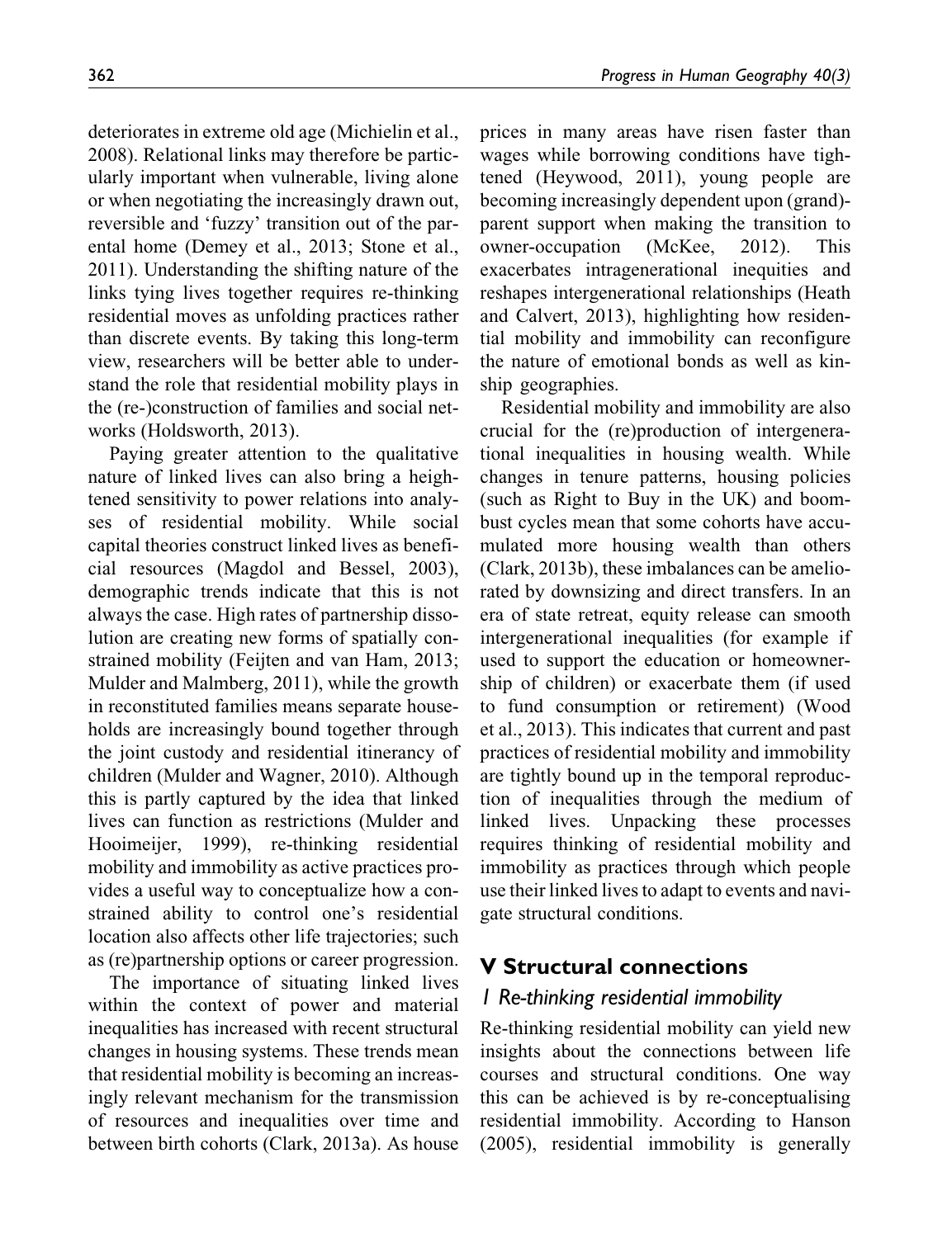deteriorates in extreme old age (Michielin et al., 2008). Relational links may therefore be particularly important when vulnerable, living alone or when negotiating the increasingly drawn out, reversible and 'fuzzy' transition out of the parental home (Demey et al., 2013; Stone et al., 2011). Understanding the shifting nature of the links tying lives together requires re-thinking residential moves as unfolding practices rather than discrete events. By taking this long-term view, researchers will be better able to understand the role that residential mobility plays in the (re-)construction of families and social networks (Holdsworth, 2013).

Paying greater attention to the qualitative nature of linked lives can also bring a heightened sensitivity to power relations into analyses of residential mobility. While social capital theories construct linked lives as beneficial resources (Magdol and Bessel, 2003), demographic trends indicate that this is not always the case. High rates of partnership dissolution are creating new forms of spatially constrained mobility (Feijten and van Ham, 2013; Mulder and Malmberg, 2011), while the growth in reconstituted families means separate households are increasingly bound together through the joint custody and residential itinerancy of children (Mulder and Wagner, 2010). Although this is partly captured by the idea that linked lives can function as restrictions (Mulder and Hooimeijer, 1999), re-thinking residential mobility and immobility as active practices provides a useful way to conceptualize how a constrained ability to control one's residential location also affects other life trajectories; such as (re)partnership options or career progression.

The importance of situating linked lives within the context of power and material inequalities has increased with recent structural changes in housing systems. These trends mean that residential mobility is becoming an increasingly relevant mechanism for the transmission of resources and inequalities over time and between birth cohorts (Clark, 2013a). As house prices in many areas have risen faster than wages while borrowing conditions have tightened (Heywood, 2011), young people are becoming increasingly dependent upon (grand)-parent support when making the transition to owner-occupation (McKee, 2012). This exacerbates intragenerational inequities and reshapes intergenerational relationships (Heath and Calvert, 2013), highlighting how residential mobility and immobility can reconfigure the nature of emotional bonds as well as kinship geographies.

Residential mobility and immobility are also crucial for the (re)production of intergenerational inequalities in housing wealth. While changes in tenure patterns, housing policies (such as Right to Buy in the UK) and boom-bust cycles mean that some cohorts have accumulated more housing wealth than others (Clark, 2013b), these imbalances can be ameliorated by downsizing and direct transfers. In an era of state retreat, equity release can smooth intergenerational inequalities (for example if used to support the education or homeownership of children) or exacerbate them (if used to fund consumption or retirement) (Wood et al., 2013). This indicates that current and past practices of residential mobility and immobility are tightly bound up in the temporal reproduction of inequalities through the medium of linked lives. Unpacking these processes requires thinking of residential mobility and immobility as practices through which people use their linked lives to adapt to events and navigate structural conditions.

## V Structural connections

### *1 Re-thinking residential immobility*

Re-thinking residential mobility can yield new insights about the connections between life courses and structural conditions. One way this can be achieved is by re-conceptualising residential immobility. According to Hanson (2005), residential immobility is generally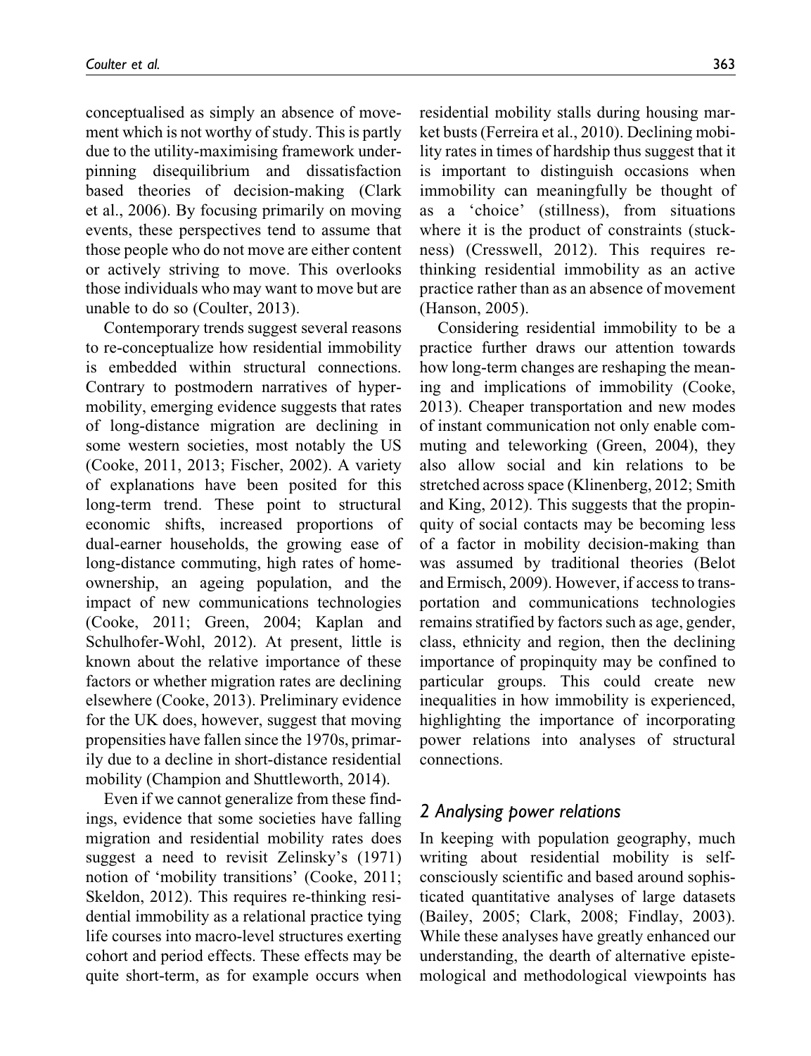conceptualised as simply an absence of movement which is not worthy of study. This is partly due to the utility-maximising framework underpinning disequilibrium and dissatisfaction based theories of decision-making (Clark et al., 2006). By focusing primarily on moving events, these perspectives tend to assume that those people who do not move are either content or actively striving to move. This overlooks those individuals who may want to move but are unable to do so (Coulter, 2013).

Contemporary trends suggest several reasons to re-conceptualize how residential immobility is embedded within structural connections. Contrary to postmodern narratives of hypermobility, emerging evidence suggests that rates of long-distance migration are declining in some western societies, most notably the US (Cooke, 2011, 2013; Fischer, 2002). A variety of explanations have been posited for this long-term trend. These point to structural economic shifts, increased proportions of dual-earner households, the growing ease of long-distance commuting, high rates of homeownership, an ageing population, and the impact of new communications technologies (Cooke, 2011; Green, 2004; Kaplan and Schulhofer-Wohl, 2012). At present, little is known about the relative importance of these factors or whether migration rates are declining elsewhere (Cooke, 2013). Preliminary evidence for the UK does, however, suggest that moving propensities have fallen since the 1970s, primarily due to a decline in short-distance residential mobility (Champion and Shuttleworth, 2014).

Even if we cannot generalize from these findings, evidence that some societies have falling migration and residential mobility rates does suggest a need to revisit Zelinsky's (1971) notion of 'mobility transitions' (Cooke, 2011; Skeldon, 2012). This requires re-thinking residential immobility as a relational practice tying life courses into macro-level structures exerting cohort and period effects. These effects may be quite short-term, as for example occurs when residential mobility stalls during housing market busts (Ferreira et al., 2010). Declining mobility rates in times of hardship thus suggest that it is important to distinguish occasions when immobility can meaningfully be thought of as a 'choice' (stillness), from situations where it is the product of constraints (stuckness) (Cresswell, 2012). This requires re-thinking residential immobility as an active practice rather than as an absence of movement (Hanson, 2005).

Considering residential immobility to be a practice further draws our attention towards how long-term changes are reshaping the meaning and implications of immobility (Cooke, 2013). Cheaper transportation and new modes of instant communication not only enable commuting and teleworking (Green, 2004), they also allow social and kin relations to be stretched across space (Klinenberg, 2012; Smith and King, 2012). This suggests that the propinquity of social contacts may be becoming less of a factor in mobility decision-making than was assumed by traditional theories (Belot and Ermisch, 2009). However, if access to transportation and communications technologies remains stratified by factors such as age, gender, class, ethnicity and region, then the declining importance of propinquity may be confined to particular groups. This could create new inequalities in how immobility is experienced, highlighting the importance of incorporating power relations into analyses of structural connections.

## 2 Analysing power relations

In keeping with population geography, much writing about residential mobility is self-consciously scientific and based around sophisticated quantitative analyses of large datasets (Bailey, 2005; Clark, 2008; Findlay, 2003). While these analyses have greatly enhanced our understanding, the dearth of alternative epistemological and methodological viewpoints has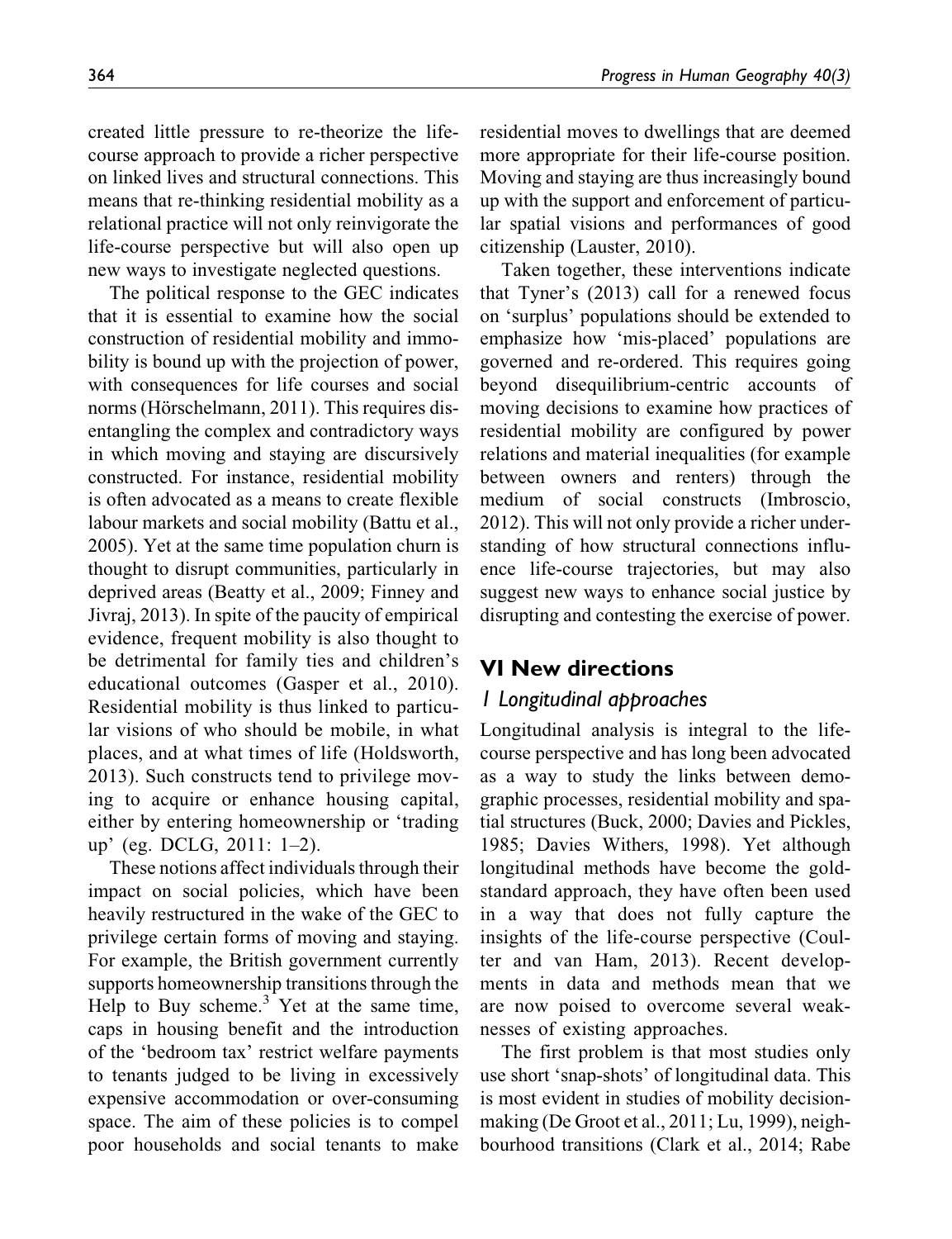created little pressure to re-theorize the life-course approach to provide a richer perspective on linked lives and structural connections. This means that re-thinking residential mobility as a relational practice will not only reinvigorate the life-course perspective but will also open up new ways to investigate neglected questions.

The political response to the GEC indicates that it is essential to examine how the social construction of residential mobility and immobility is bound up with the projection of power, with consequences for life courses and social norms (Hörschelmann, 2011). This requires disentangling the complex and contradictory ways in which moving and staying are discursively constructed. For instance, residential mobility is often advocated as a means to create flexible labour markets and social mobility (Battu et al., 2005). Yet at the same time population churn is thought to disrupt communities, particularly in deprived areas (Beatty et al., 2009; Finney and Jivraj, 2013). In spite of the paucity of empirical evidence, frequent mobility is also thought to be detrimental for family ties and children's educational outcomes (Gasper et al., 2010). Residential mobility is thus linked to particular visions of who should be mobile, in what places, and at what times of life (Holdsworth, 2013). Such constructs tend to privilege moving to acquire or enhance housing capital, either by entering homeownership or 'trading up' (eg. DCLG, 2011: 1–2).

These notions affect individuals through their impact on social policies, which have been heavily restructured in the wake of the GEC to privilege certain forms of moving and staying. For example, the British government currently supports homeownership transitions through the Help to Buy scheme.[3] Yet at the same time, caps in housing benefit and the introduction of the 'bedroom tax' restrict welfare payments to tenants judged to be living in excessively expensive accommodation or over-consuming space. The aim of these policies is to compel poor households and social tenants to make residential moves to dwellings that are deemed more appropriate for their life-course position. Moving and staying are thus increasingly bound up with the support and enforcement of particular spatial visions and performances of good citizenship (Lauster, 2010).

Taken together, these interventions indicate that Tyner's (2013) call for a renewed focus on 'surplus' populations should be extended to emphasize how 'mis-placed' populations are governed and re-ordered. This requires going beyond disequilibrium-centric accounts of moving decisions to examine how practices of residential mobility are configured by power relations and material inequalities (for example between owners and renters) through the medium of social constructs (Imbroscio, 2012). This will not only provide a richer understanding of how structural connections influence life-course trajectories, but may also suggest new ways to enhance social justice by disrupting and contesting the exercise of power.

## VI New directions

### 1 Longitudinal approaches

Longitudinal analysis is integral to the life-course perspective and has long been advocated as a way to study the links between demographic processes, residential mobility and spatial structures (Buck, 2000; Davies and Pickles, 1985; Davies Withers, 1998). Yet although longitudinal methods have become the gold-standard approach, they have often been used in a way that does not fully capture the insights of the life-course perspective (Coulter and van Ham, 2013). Recent developments in data and methods mean that we are now poised to overcome several weaknesses of existing approaches.

The first problem is that most studies only use short 'snap-shots' of longitudinal data. This is most evident in studies of mobility decision-making (De Groot et al., 2011; Lu, 1999), neighbourhood transitions (Clark et al., 2014; Rabe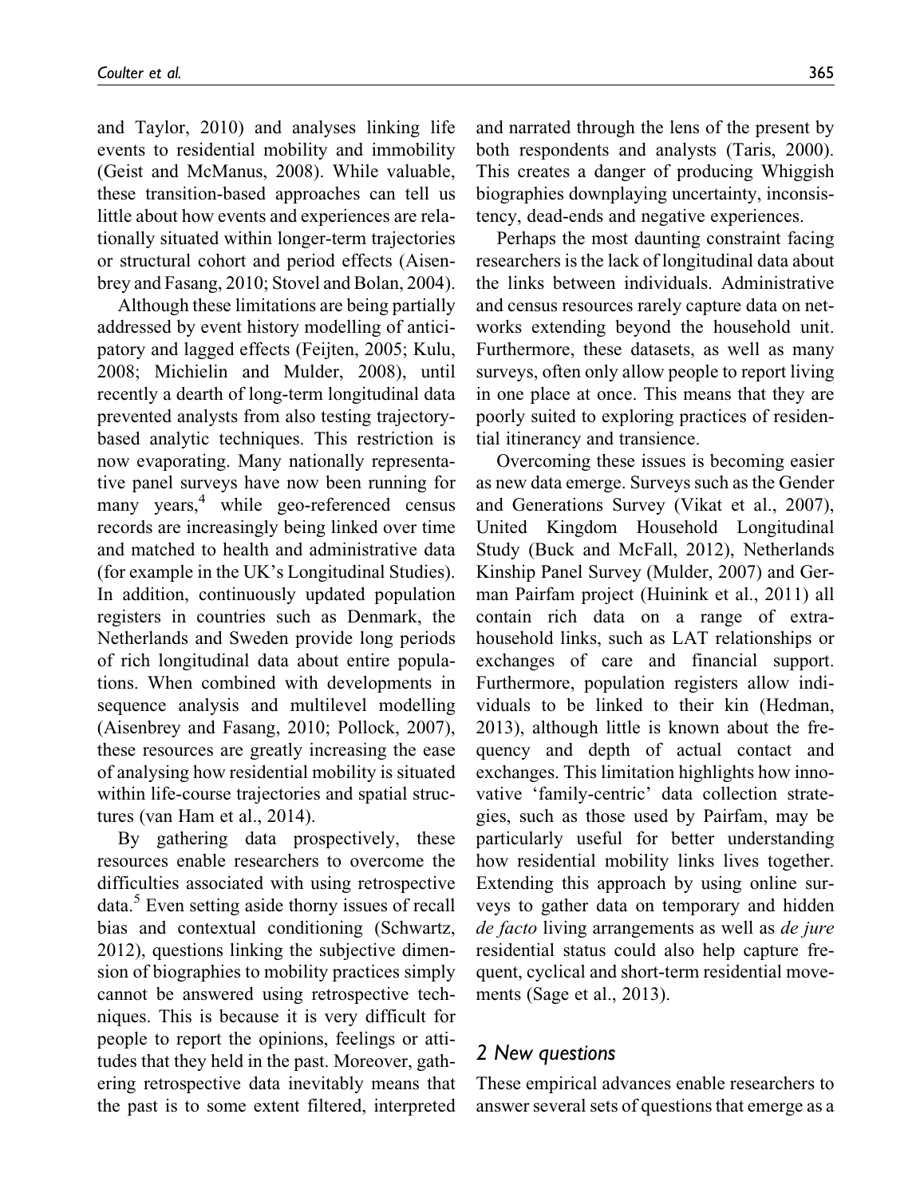and Taylor, 2010) and analyses linking life events to residential mobility and immobility (Geist and McManus, 2008). While valuable, these transition-based approaches can tell us little about how events and experiences are relationally situated within longer-term trajectories or structural cohort and period effects (Aisenbrey and Fasang, 2010; Stovel and Bolan, 2004).

Although these limitations are being partially addressed by event history modelling of anticipatory and lagged effects (Feijten, 2005; Kulu, 2008; Michielin and Mulder, 2008), until recently a dearth of long-term longitudinal data prevented analysts from also testing trajectory-based analytic techniques. This restriction is now evaporating. Many nationally representative panel surveys have now been running for many years,[4] while geo-referenced census records are increasingly being linked over time and matched to health and administrative data (for example in the UK's Longitudinal Studies). In addition, continuously updated population registers in countries such as Denmark, the Netherlands and Sweden provide long periods of rich longitudinal data about entire populations. When combined with developments in sequence analysis and multilevel modelling (Aisenbrey and Fasang, 2010; Pollock, 2007), these resources are greatly increasing the ease of analysing how residential mobility is situated within life-course trajectories and spatial structures (van Ham et al., 2014).

By gathering data prospectively, these resources enable researchers to overcome the difficulties associated with using retrospective data.[5] Even setting aside thorny issues of recall bias and contextual conditioning (Schwartz, 2012), questions linking the subjective dimension of biographies to mobility practices simply cannot be answered using retrospective techniques. This is because it is very difficult for people to report the opinions, feelings or attitudes that they held in the past. Moreover, gathering retrospective data inevitably means that the past is to some extent filtered, interpreted and narrated through the lens of the present by both respondents and analysts (Taris, 2000). This creates a danger of producing Whiggish biographies downplaying uncertainty, inconsistency, dead-ends and negative experiences.

Perhaps the most daunting constraint facing researchers is the lack of longitudinal data about the links between individuals. Administrative and census resources rarely capture data on networks extending beyond the household unit. Furthermore, these datasets, as well as many surveys, often only allow people to report living in one place at once. This means that they are poorly suited to exploring practices of residential itinerancy and transience.

Overcoming these issues is becoming easier as new data emerge. Surveys such as the Gender and Generations Survey (Vikat et al., 2007), United Kingdom Household Longitudinal Study (Buck and McFall, 2012), Netherlands Kinship Panel Survey (Mulder, 2007) and German Pairfam project (Huinink et al., 2011) all contain rich data on a range of extra-household links, such as LAT relationships or exchanges of care and financial support. Furthermore, population registers allow individuals to be linked to their kin (Hedman, 2013), although little is known about the frequency and depth of actual contact and exchanges. This limitation highlights how innovative 'family-centric' data collection strategies, such as those used by Pairfam, may be particularly useful for better understanding how residential mobility links lives together. Extending this approach by using online surveys to gather data on temporary and hidden *de facto* living arrangements as well as *de jure* residential status could also help capture frequent, cyclical and short-term residential movements (Sage et al., 2013).

## 2 New questions

These empirical advances enable researchers to answer several sets of questions that emerge as a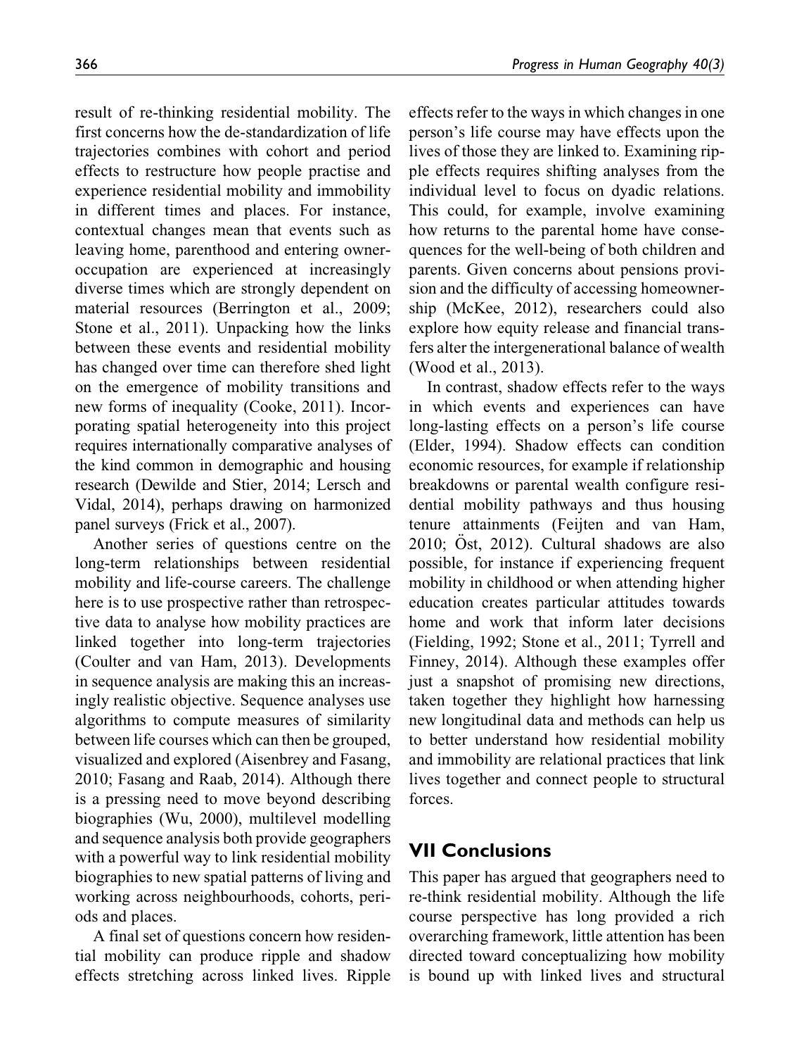result of re-thinking residential mobility. The first concerns how the de-standardization of life trajectories combines with cohort and period effects to restructure how people practise and experience residential mobility and immobility in different times and places. For instance, contextual changes mean that events such as leaving home, parenthood and entering owner-occupation are experienced at increasingly diverse times which are strongly dependent on material resources (Berrington et al., 2009; Stone et al., 2011). Unpacking how the links between these events and residential mobility has changed over time can therefore shed light on the emergence of mobility transitions and new forms of inequality (Cooke, 2011). Incorporating spatial heterogeneity into this project requires internationally comparative analyses of the kind common in demographic and housing research (Dewilde and Stier, 2014; Lersch and Vidal, 2014), perhaps drawing on harmonized panel surveys (Frick et al., 2007).

Another series of questions centre on the long-term relationships between residential mobility and life-course careers. The challenge here is to use prospective rather than retrospective data to analyse how mobility practices are linked together into long-term trajectories (Coulter and van Ham, 2013). Developments in sequence analysis are making this an increasingly realistic objective. Sequence analyses use algorithms to compute measures of similarity between life courses which can then be grouped, visualized and explored (Aisenbrey and Fasang, 2010; Fasang and Raab, 2014). Although there is a pressing need to move beyond describing biographies (Wu, 2000), multilevel modelling and sequence analysis both provide geographers with a powerful way to link residential mobility biographies to new spatial patterns of living and working across neighbourhoods, cohorts, periods and places.

A final set of questions concern how residential mobility can produce ripple and shadow effects stretching across linked lives. Ripple effects refer to the ways in which changes in one person's life course may have effects upon the lives of those they are linked to. Examining ripple effects requires shifting analyses from the individual level to focus on dyadic relations. This could, for example, involve examining how returns to the parental home have consequences for the well-being of both children and parents. Given concerns about pensions provision and the difficulty of accessing homeownership (McKee, 2012), researchers could also explore how equity release and financial transfers alter the intergenerational balance of wealth (Wood et al., 2013).

In contrast, shadow effects refer to the ways in which events and experiences can have long-lasting effects on a person's life course (Elder, 1994). Shadow effects can condition economic resources, for example if relationship breakdowns or parental wealth configure residential mobility pathways and thus housing tenure attainments (Feijten and van Ham, 2010; Öst, 2012). Cultural shadows are also possible, for instance if experiencing frequent mobility in childhood or when attending higher education creates particular attitudes towards home and work that inform later decisions (Fielding, 1992; Stone et al., 2011; Tyrrell and Finney, 2014). Although these examples offer just a snapshot of promising new directions, taken together they highlight how harnessing new longitudinal data and methods can help us to better understand how residential mobility and immobility are relational practices that link lives together and connect people to structural forces.

## VII Conclusions

This paper has argued that geographers need to re-think residential mobility. Although the life course perspective has long provided a rich overarching framework, little attention has been directed toward conceptualizing how mobility is bound up with linked lives and structural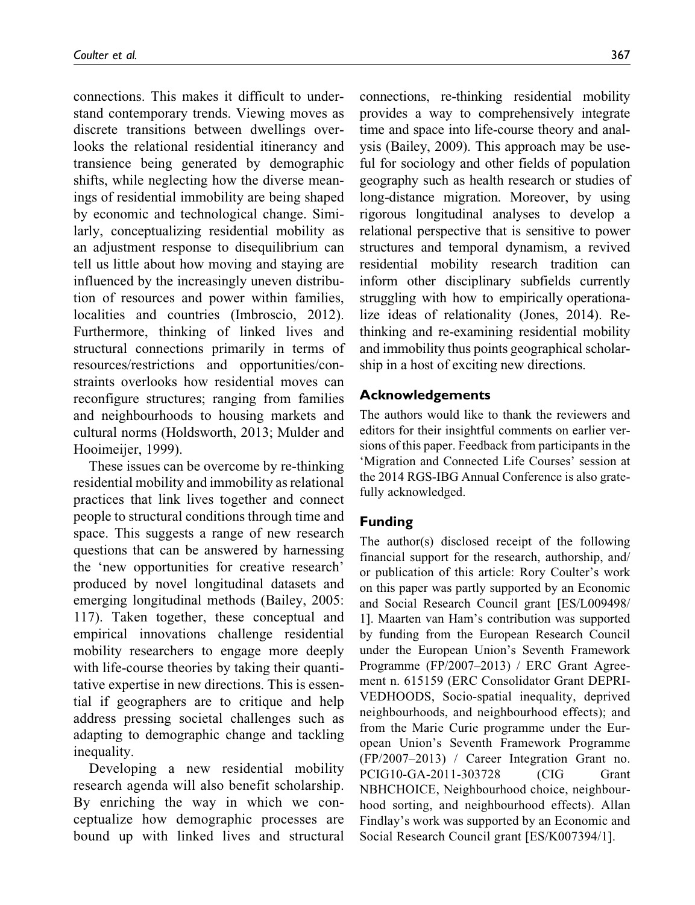connections. This makes it difficult to understand contemporary trends. Viewing moves as discrete transitions between dwellings overlooks the relational residential itinerancy and transience being generated by demographic shifts, while neglecting how the diverse meanings of residential immobility are being shaped by economic and technological change. Similarly, conceptualizing residential mobility as an adjustment response to disequilibrium can tell us little about how moving and staying are influenced by the increasingly uneven distribution of resources and power within families, localities and countries (Imbroscio, 2012). Furthermore, thinking of linked lives and structural connections primarily in terms of resources/restrictions and opportunities/constraints overlooks how residential moves can reconfigure structures; ranging from families and neighbourhoods to housing markets and cultural norms (Holdsworth, 2013; Mulder and Hooimeijer, 1999).

These issues can be overcome by re-thinking residential mobility and immobility as relational practices that link lives together and connect people to structural conditions through time and space. This suggests a range of new research questions that can be answered by harnessing the 'new opportunities for creative research' produced by novel longitudinal datasets and emerging longitudinal methods (Bailey, 2005: 117). Taken together, these conceptual and empirical innovations challenge residential mobility researchers to engage more deeply with life-course theories by taking their quantitative expertise in new directions. This is essential if geographers are to critique and help address pressing societal challenges such as adapting to demographic change and tackling inequality.

Developing a new residential mobility research agenda will also benefit scholarship. By enriching the way in which we conceptualize how demographic processes are bound up with linked lives and structural connections, re-thinking residential mobility provides a way to comprehensively integrate time and space into life-course theory and analysis (Bailey, 2009). This approach may be useful for sociology and other fields of population geography such as health research or studies of long-distance migration. Moreover, by using rigorous longitudinal analyses to develop a relational perspective that is sensitive to power structures and temporal dynamism, a revived residential mobility research tradition can inform other disciplinary subfields currently struggling with how to empirically operationalize ideas of relationality (Jones, 2014). Re-thinking and re-examining residential mobility and immobility thus points geographical scholarship in a host of exciting new directions.

## Acknowledgements

The authors would like to thank the reviewers and editors for their insightful comments on earlier versions of this paper. Feedback from participants in the 'Migration and Connected Life Courses' session at the 2014 RGS-IBG Annual Conference is also gratefully acknowledged.

## Funding

The author(s) disclosed receipt of the following financial support for the research, authorship, and/or publication of this article: Rory Coulter's work on this paper was partly supported by an Economic and Social Research Council grant [ES/L009498/1]. Maarten van Ham's contribution was supported by funding from the European Research Council under the European Union's Seventh Framework Programme (FP/2007–2013) / ERC Grant Agreement n. 615159 (ERC Consolidator Grant DEPRIVEDHOODS, Socio-spatial inequality, deprived neighbourhoods, and neighbourhood effects); and from the Marie Curie programme under the European Union's Seventh Framework Programme (FP/2007–2013) / Career Integration Grant no. PCIG10-GA-2011-303728 (CIG Grant NBHCHOICE, Neighbourhood choice, neighbourhood sorting, and neighbourhood effects). Allan Findlay's work was supported by an Economic and Social Research Council grant [ES/K007394/1].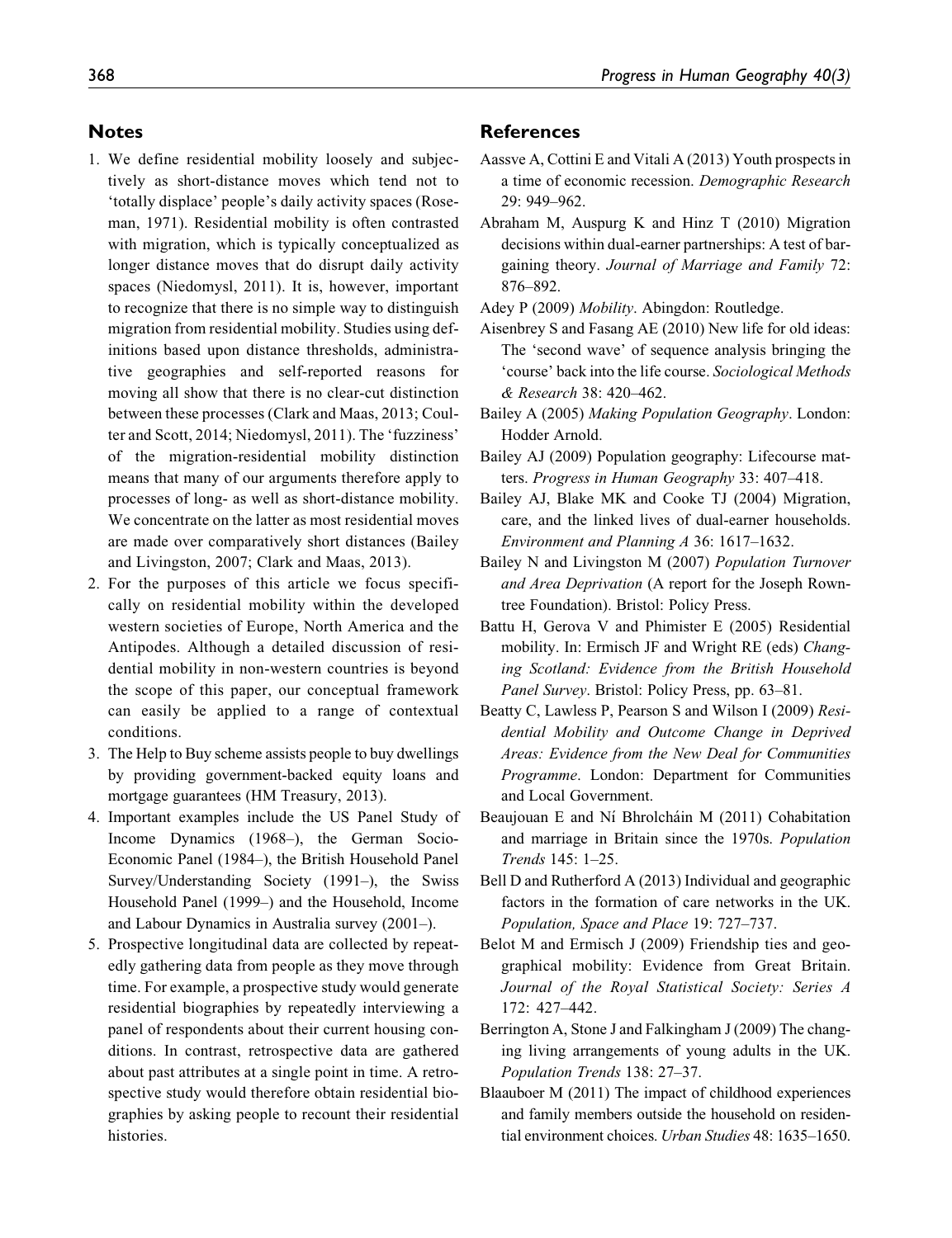## Notes

1. We define residential mobility loosely and subjectively as short-distance moves which tend not to 'totally displace' people's daily activity spaces (Roseman, 1971). Residential mobility is often contrasted with migration, which is typically conceptualized as longer distance moves that do disrupt daily activity spaces (Niedomysl, 2011). It is, however, important to recognize that there is no simple way to distinguish migration from residential mobility. Studies using definitions based upon distance thresholds, administrative geographies and self-reported reasons for moving all show that there is no clear-cut distinction between these processes (Clark and Maas, 2013; Coulter and Scott, 2014; Niedomysl, 2011). The 'fuzziness' of the migration-residential mobility distinction means that many of our arguments therefore apply to processes of long- as well as short-distance mobility. We concentrate on the latter as most residential moves are made over comparatively short distances (Bailey and Livingston, 2007; Clark and Maas, 2013).
2. For the purposes of this article we focus specifically on residential mobility within the developed western societies of Europe, North America and the Antipodes. Although a detailed discussion of residential mobility in non-western countries is beyond the scope of this paper, our conceptual framework can easily be applied to a range of contextual conditions.
3. The Help to Buy scheme assists people to buy dwellings by providing government-backed equity loans and mortgage guarantees (HM Treasury, 2013).
4. Important examples include the US Panel Study of Income Dynamics (1968–), the German Socio-Economic Panel (1984–), the British Household Panel Survey/Understanding Society (1991–), the Swiss Household Panel (1999–) and the Household, Income and Labour Dynamics in Australia survey (2001–).
5. Prospective longitudinal data are collected by repeatedly gathering data from people as they move through time. For example, a prospective study would generate residential biographies by repeatedly interviewing a panel of respondents about their current housing conditions. In contrast, retrospective data are gathered about past attributes at a single point in time. A retrospective study would therefore obtain residential biographies by asking people to recount their residential histories.

## References

Aassve A, Cottini E and Vitali A (2013) Youth prospects in a time of economic recession. *Demographic Research* 29: 949–962.

Abraham M, Auspurg K and Hinz T (2010) Migration decisions within dual-earner partnerships: A test of bargaining theory. *Journal of Marriage and Family* 72: 876–892.

Adey P (2009) *Mobility*. Abingdon: Routledge.

Aisenbrey S and Fasang AE (2010) New life for old ideas: The 'second wave' of sequence analysis bringing the 'course' back into the life course. *Sociological Methods & Research* 38: 420–462.

Bailey A (2005) *Making Population Geography*. London: Hodder Arnold.

Bailey AJ (2009) Population geography: Lifecourse matters. *Progress in Human Geography* 33: 407–418.

Bailey AJ, Blake MK and Cooke TJ (2004) Migration, care, and the linked lives of dual-earner households. *Environment and Planning A* 36: 1617–1632.

Bailey N and Livingston M (2007) *Population Turnover and Area Deprivation* (A report for the Joseph Rowntree Foundation). Bristol: Policy Press.

Battu H, Gerova V and Phimister E (2005) Residential mobility. In: Ermisch JF and Wright RE (eds) *Changing Scotland: Evidence from the British Household Panel Survey*. Bristol: Policy Press, pp. 63–81.

Beatty C, Lawless P, Pearson S and Wilson I (2009) *Residential Mobility and Outcome Change in Deprived Areas: Evidence from the New Deal for Communities Programme*. London: Department for Communities and Local Government.

Beaujouan E and Ní Bhrolcháin M (2011) Cohabitation and marriage in Britain since the 1970s. *Population Trends* 145: 1–25.

Bell D and Rutherford A (2013) Individual and geographic factors in the formation of care networks in the UK. *Population, Space and Place* 19: 727–737.

Belot M and Ermisch J (2009) Friendship ties and geographical mobility: Evidence from Great Britain. *Journal of the Royal Statistical Society: Series A* 172: 427–442.

Berrington A, Stone J and Falkingham J (2009) The changing living arrangements of young adults in the UK. *Population Trends* 138: 27–37.

Blaauboer M (2011) The impact of childhood experiences and family members outside the household on residential environment choices. *Urban Studies* 48: 1635–1650.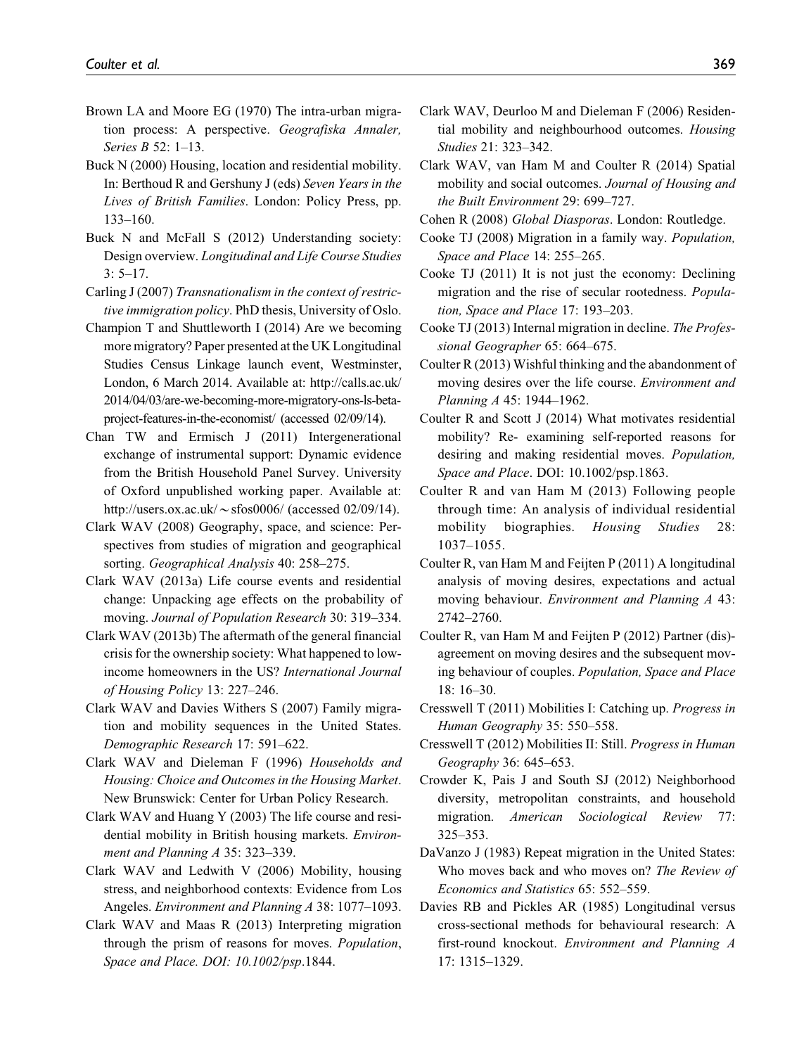Brown LA and Moore EG (1970) The intra-urban migration process: A perspective. *Geografiska Annaler, Series B* 52: 1–13.

Buck N (2000) Housing, location and residential mobility. In: Berthoud R and Gershuny J (eds) *Seven Years in the Lives of British Families*. London: Policy Press, pp. 133–160.

Buck N and McFall S (2012) Understanding society: Design overview. *Longitudinal and Life Course Studies* 3: 5–17.

Carling J (2007) *Transnationalism in the context of restrictive immigration policy*. PhD thesis, University of Oslo.

Champion T and Shuttleworth I (2014) Are we becoming more migratory? Paper presented at the UK Longitudinal Studies Census Linkage launch event, Westminster, London, 6 March 2014. Available at: http://calls.ac.uk/2014/04/03/are-we-becoming-more-migratory-ons-ls-beta-project-features-in-the-economist/ (accessed 02/09/14).

Chan TW and Ermisch J (2011) Intergenerational exchange of instrumental support: Dynamic evidence from the British Household Panel Survey. University of Oxford unpublished working paper. Available at: http://users.ox.ac.uk/~sfos0006/ (accessed 02/09/14).

Clark WAV (2008) Geography, space, and science: Perspectives from studies of migration and geographical sorting. *Geographical Analysis* 40: 258–275.

Clark WAV (2013a) Life course events and residential change: Unpacking age effects on the probability of moving. *Journal of Population Research* 30: 319–334.

Clark WAV (2013b) The aftermath of the general financial crisis for the ownership society: What happened to low-income homeowners in the US? *International Journal of Housing Policy* 13: 227–246.

Clark WAV and Davies Withers S (2007) Family migration and mobility sequences in the United States. *Demographic Research* 17: 591–622.

Clark WAV and Dieleman F (1996) *Households and Housing: Choice and Outcomes in the Housing Market*. New Brunswick: Center for Urban Policy Research.

Clark WAV and Huang Y (2003) The life course and residential mobility in British housing markets. *Environment and Planning A* 35: 323–339.

Clark WAV and Ledwith V (2006) Mobility, housing stress, and neighborhood contexts: Evidence from Los Angeles. *Environment and Planning A* 38: 1077–1093.

Clark WAV and Maas R (2013) Interpreting migration through the prism of reasons for moves. *Population, Space and Place. DOI: 10.1002/psp*.1844.

Clark WAV, Deurloo M and Dieleman F (2006) Residential mobility and neighbourhood outcomes. *Housing Studies* 21: 323–342.

Clark WAV, van Ham M and Coulter R (2014) Spatial mobility and social outcomes. *Journal of Housing and the Built Environment* 29: 699–727.

Cohen R (2008) *Global Diasporas*. London: Routledge.

Cooke TJ (2008) Migration in a family way. *Population, Space and Place* 14: 255–265.

Cooke TJ (2011) It is not just the economy: Declining migration and the rise of secular rootedness. *Population, Space and Place* 17: 193–203.

Cooke TJ (2013) Internal migration in decline. *The Professional Geographer* 65: 664–675.

Coulter R (2013) Wishful thinking and the abandonment of moving desires over the life course. *Environment and Planning A* 45: 1944–1962.

Coulter R and Scott J (2014) What motivates residential mobility? Re- examining self-reported reasons for desiring and making residential moves. *Population, Space and Place*. DOI: 10.1002/psp.1863.

Coulter R and van Ham M (2013) Following people through time: An analysis of individual residential mobility biographies. *Housing Studies* 28: 1037–1055.

Coulter R, van Ham M and Feijten P (2011) A longitudinal analysis of moving desires, expectations and actual moving behaviour. *Environment and Planning A* 43: 2742–2760.

Coulter R, van Ham M and Feijten P (2012) Partner (dis)-agreement on moving desires and the subsequent moving behaviour of couples. *Population, Space and Place* 18: 16–30.

Cresswell T (2011) Mobilities I: Catching up. *Progress in Human Geography* 35: 550–558.

Cresswell T (2012) Mobilities II: Still. *Progress in Human Geography* 36: 645–653.

Crowder K, Pais J and South SJ (2012) Neighborhood diversity, metropolitan constraints, and household migration. *American Sociological Review* 77: 325–353.

DaVanzo J (1983) Repeat migration in the United States: Who moves back and who moves on? *The Review of Economics and Statistics* 65: 552–559.

Davies RB and Pickles AR (1985) Longitudinal versus cross-sectional methods for behavioural research: A first-round knockout. *Environment and Planning A* 17: 1315–1329.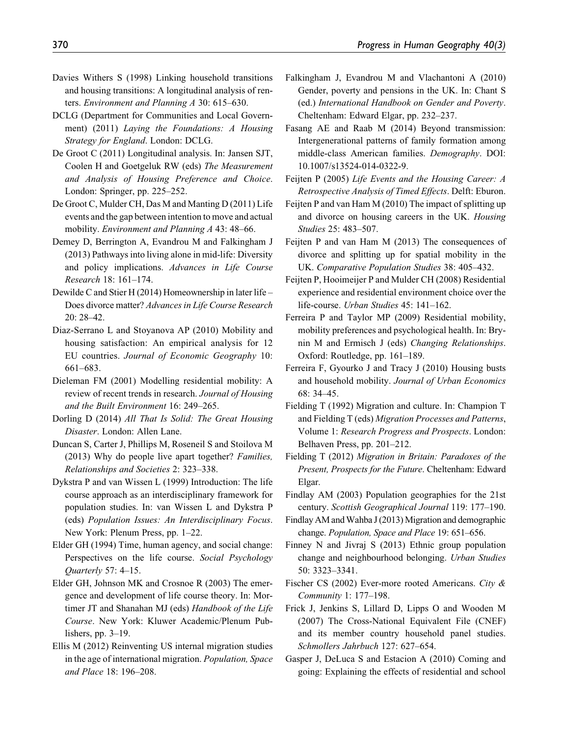Davies Withers S (1998) Linking household transitions and housing transitions: A longitudinal analysis of renters. *Environment and Planning A* 30: 615–630.

DCLG (Department for Communities and Local Government) (2011) *Laying the Foundations: A Housing Strategy for England*. London: DCLG.

De Groot C (2011) Longitudinal analysis. In: Jansen SJT, Coolen H and Goetgeluk RW (eds) *The Measurement and Analysis of Housing Preference and Choice*. London: Springer, pp. 225–252.

De Groot C, Mulder CH, Das M and Manting D (2011) Life events and the gap between intention to move and actual mobility. *Environment and Planning A* 43: 48–66.

Demey D, Berrington A, Evandrou M and Falkingham J (2013) Pathways into living alone in mid-life: Diversity and policy implications. *Advances in Life Course Research* 18: 161–174.

Dewilde C and Stier H (2014) Homeownership in later life – Does divorce matter? *Advances in Life Course Research* 20: 28–42.

Diaz-Serrano L and Stoyanova AP (2010) Mobility and housing satisfaction: An empirical analysis for 12 EU countries. *Journal of Economic Geography* 10: 661–683.

Dieleman FM (2001) Modelling residential mobility: A review of recent trends in research. *Journal of Housing and the Built Environment* 16: 249–265.

Dorling D (2014) *All That Is Solid: The Great Housing Disaster*. London: Allen Lane.

Duncan S, Carter J, Phillips M, Roseneil S and Stoilova M (2013) Why do people live apart together? *Families, Relationships and Societies* 2: 323–338.

Dykstra P and van Wissen L (1999) Introduction: The life course approach as an interdisciplinary framework for population studies. In: van Wissen L and Dykstra P (eds) *Population Issues: An Interdisciplinary Focus*. New York: Plenum Press, pp. 1–22.

Elder GH (1994) Time, human agency, and social change: Perspectives on the life course. *Social Psychology Quarterly* 57: 4–15.

Elder GH, Johnson MK and Crosnoe R (2003) The emergence and development of life course theory. In: Mortimer JT and Shanahan MJ (eds) *Handbook of the Life Course*. New York: Kluwer Academic/Plenum Publishers, pp. 3–19.

Ellis M (2012) Reinventing US internal migration studies in the age of international migration. *Population, Space and Place* 18: 196–208.

Falkingham J, Evandrou M and Vlachantoni A (2010) Gender, poverty and pensions in the UK. In: Chant S (ed.) *International Handbook on Gender and Poverty*. Cheltenham: Edward Elgar, pp. 232–237.

Fasang AE and Raab M (2014) Beyond transmission: Intergenerational patterns of family formation among middle-class American families. *Demography*. DOI: 10.1007/s13524-014-0322-9.

Feijten P (2005) *Life Events and the Housing Career: A Retrospective Analysis of Timed Effects*. Delft: Eburon.

Feijten P and van Ham M (2010) The impact of splitting up and divorce on housing careers in the UK. *Housing Studies* 25: 483–507.

Feijten P and van Ham M (2013) The consequences of divorce and splitting up for spatial mobility in the UK. *Comparative Population Studies* 38: 405–432.

Feijten P, Hooimeijer P and Mulder CH (2008) Residential experience and residential environment choice over the life-course. *Urban Studies* 45: 141–162.

Ferreira P and Taylor MP (2009) Residential mobility, mobility preferences and psychological health. In: Brynin M and Ermisch J (eds) *Changing Relationships*. Oxford: Routledge, pp. 161–189.

Ferreira F, Gyourko J and Tracy J (2010) Housing busts and household mobility. *Journal of Urban Economics* 68: 34–45.

Fielding T (1992) Migration and culture. In: Champion T and Fielding T (eds) *Migration Processes and Patterns*, Volume 1: *Research Progress and Prospects*. London: Belhaven Press, pp. 201–212.

Fielding T (2012) *Migration in Britain: Paradoxes of the Present, Prospects for the Future*. Cheltenham: Edward Elgar.

Findlay AM (2003) Population geographies for the 21st century. *Scottish Geographical Journal* 119: 177–190.

Findlay AM and Wahba J (2013) Migration and demographic change. *Population, Space and Place* 19: 651–656.

Finney N and Jivraj S (2013) Ethnic group population change and neighbourhood belonging. *Urban Studies* 50: 3323–3341.

Fischer CS (2002) Ever-more rooted Americans. *City & Community* 1: 177–198.

Frick J, Jenkins S, Lillard D, Lipps O and Wooden M (2007) The Cross-National Equivalent File (CNEF) and its member country household panel studies. *Schmollers Jahrbuch* 127: 627–654.

Gasper J, DeLuca S and Estacion A (2010) Coming and going: Explaining the effects of residential and school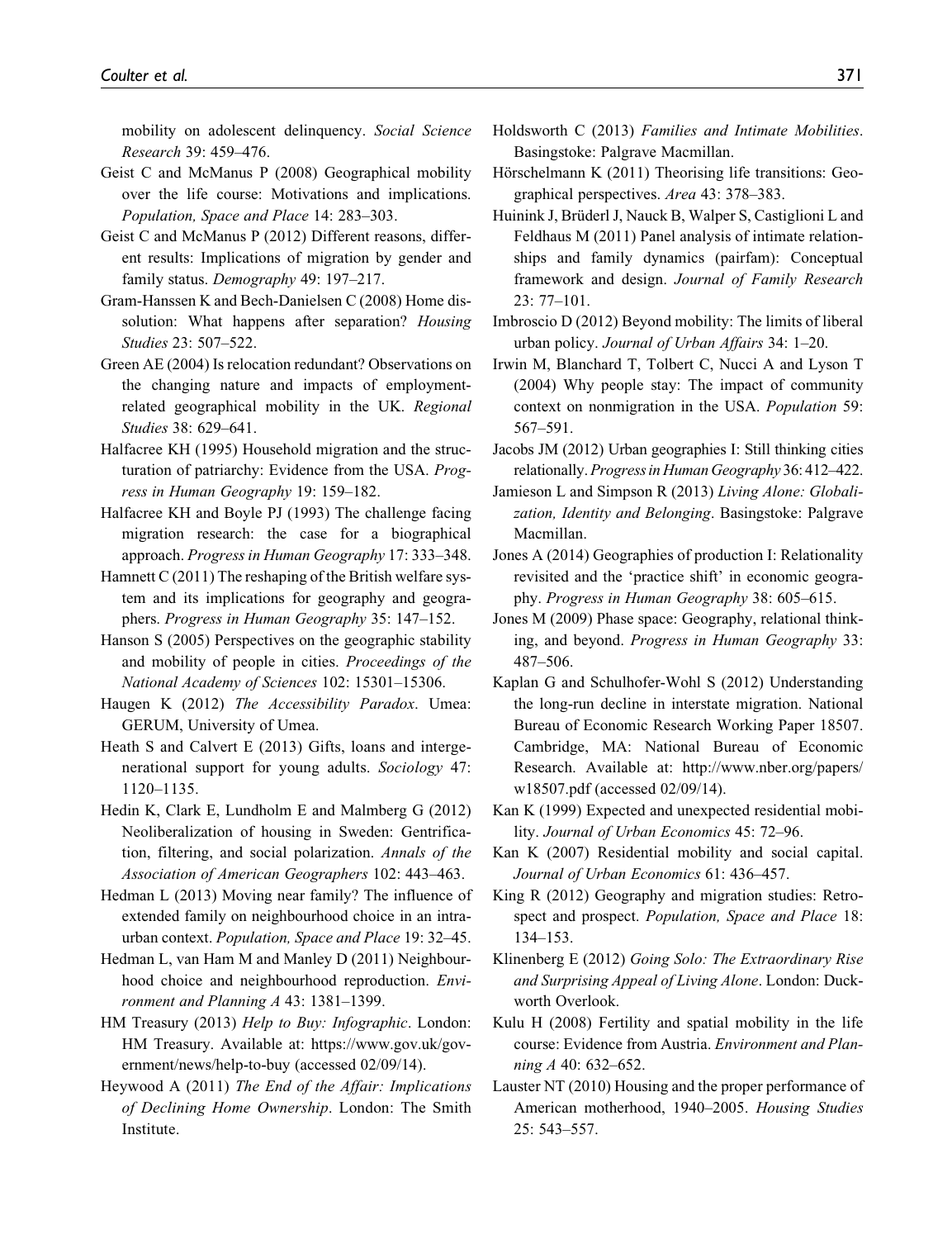mobility on adolescent delinquency. *Social Science Research* 39: 459–476.

Geist C and McManus P (2008) Geographical mobility over the life course: Motivations and implications. *Population, Space and Place* 14: 283–303.

Geist C and McManus P (2012) Different reasons, different results: Implications of migration by gender and family status. *Demography* 49: 197–217.

Gram-Hanssen K and Bech-Danielsen C (2008) Home dissolution: What happens after separation? *Housing Studies* 23: 507–522.

Green AE (2004) Is relocation redundant? Observations on the changing nature and impacts of employment-related geographical mobility in the UK. *Regional Studies* 38: 629–641.

Halfacree KH (1995) Household migration and the structuration of patriarchy: Evidence from the USA. *Progress in Human Geography* 19: 159–182.

Halfacree KH and Boyle PJ (1993) The challenge facing migration research: the case for a biographical approach. *Progress in Human Geography* 17: 333–348.

Hamnett C (2011) The reshaping of the British welfare system and its implications for geography and geographers. *Progress in Human Geography* 35: 147–152.

Hanson S (2005) Perspectives on the geographic stability and mobility of people in cities. *Proceedings of the National Academy of Sciences* 102: 15301–15306.

Haugen K (2012) *The Accessibility Paradox*. Umea: GERUM, University of Umea.

Heath S and Calvert E (2013) Gifts, loans and intergenerational support for young adults. *Sociology* 47: 1120–1135.

Hedin K, Clark E, Lundholm E and Malmberg G (2012) Neoliberalization of housing in Sweden: Gentrification, filtering, and social polarization. *Annals of the Association of American Geographers* 102: 443–463.

Hedman L (2013) Moving near family? The influence of extended family on neighbourhood choice in an intra-urban context. *Population, Space and Place* 19: 32–45.

Hedman L, van Ham M and Manley D (2011) Neighbourhood choice and neighbourhood reproduction. *Environment and Planning A* 43: 1381–1399.

HM Treasury (2013) *Help to Buy: Infographic*. London: HM Treasury. Available at: https://www.gov.uk/government/news/help-to-buy (accessed 02/09/14).

Heywood A (2011) *The End of the Affair: Implications of Declining Home Ownership*. London: The Smith Institute.

Holdsworth C (2013) *Families and Intimate Mobilities*. Basingstoke: Palgrave Macmillan.

Hörschelmann K (2011) Theorising life transitions: Geographical perspectives. *Area* 43: 378–383.

Huinink J, Brüderl J, Nauck B, Walper S, Castiglioni L and Feldhaus M (2011) Panel analysis of intimate relationships and family dynamics (pairfam): Conceptual framework and design. *Journal of Family Research* 23: 77–101.

Imbroscio D (2012) Beyond mobility: The limits of liberal urban policy. *Journal of Urban Affairs* 34: 1–20.

Irwin M, Blanchard T, Tolbert C, Nucci A and Lyson T (2004) Why people stay: The impact of community context on nonmigration in the USA. *Population* 59: 567–591.

Jacobs JM (2012) Urban geographies I: Still thinking cities relationally. *Progress in Human Geography* 36: 412–422.

Jamieson L and Simpson R (2013) *Living Alone: Globalization, Identity and Belonging*. Basingstoke: Palgrave Macmillan.

Jones A (2014) Geographies of production I: Relationality revisited and the 'practice shift' in economic geography. *Progress in Human Geography* 38: 605–615.

Jones M (2009) Phase space: Geography, relational thinking, and beyond. *Progress in Human Geography* 33: 487–506.

Kaplan G and Schulhofer-Wohl S (2012) Understanding the long-run decline in interstate migration. National Bureau of Economic Research Working Paper 18507. Cambridge, MA: National Bureau of Economic Research. Available at: http://www.nber.org/papers/w18507.pdf (accessed 02/09/14).

Kan K (1999) Expected and unexpected residential mobility. *Journal of Urban Economics* 45: 72–96.

Kan K (2007) Residential mobility and social capital. *Journal of Urban Economics* 61: 436–457.

King R (2012) Geography and migration studies: Retrospect and prospect. *Population, Space and Place* 18: 134–153.

Klinenberg E (2012) *Going Solo: The Extraordinary Rise and Surprising Appeal of Living Alone*. London: Duckworth Overlook.

Kulu H (2008) Fertility and spatial mobility in the life course: Evidence from Austria. *Environment and Planning A* 40: 632–652.

Lauster NT (2010) Housing and the proper performance of American motherhood, 1940–2005. *Housing Studies* 25: 543–557.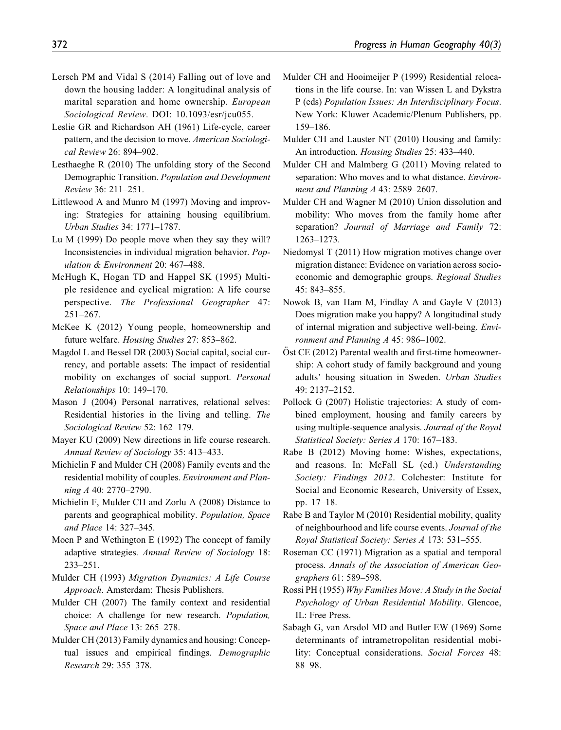Lersch PM and Vidal S (2014) Falling out of love and down the housing ladder: A longitudinal analysis of marital separation and home ownership. *European Sociological Review*. DOI: 10.1093/esr/jcu055.

Leslie GR and Richardson AH (1961) Life-cycle, career pattern, and the decision to move. *American Sociological Review* 26: 894–902.

Lesthaeghe R (2010) The unfolding story of the Second Demographic Transition. *Population and Development Review* 36: 211–251.

Littlewood A and Munro M (1997) Moving and improving: Strategies for attaining housing equilibrium. *Urban Studies* 34: 1771–1787.

Lu M (1999) Do people move when they say they will? Inconsistencies in individual migration behavior. *Population & Environment* 20: 467–488.

McHugh K, Hogan TD and Happel SK (1995) Multiple residence and cyclical migration: A life course perspective. *The Professional Geographer* 47: 251–267.

McKee K (2012) Young people, homeownership and future welfare. *Housing Studies* 27: 853–862.

Magdol L and Bessel DR (2003) Social capital, social currency, and portable assets: The impact of residential mobility on exchanges of social support. *Personal Relationships* 10: 149–170.

Mason J (2004) Personal narratives, relational selves: Residential histories in the living and telling. *The Sociological Review* 52: 162–179.

Mayer KU (2009) New directions in life course research. *Annual Review of Sociology* 35: 413–433.

Michielin F and Mulder CH (2008) Family events and the residential mobility of couples. *Environment and Planning A* 40: 2770–2790.

Michielin F, Mulder CH and Zorlu A (2008) Distance to parents and geographical mobility. *Population, Space and Place* 14: 327–345.

Moen P and Wethington E (1992) The concept of family adaptive strategies. *Annual Review of Sociology* 18: 233–251.

Mulder CH (1993) *Migration Dynamics: A Life Course Approach*. Amsterdam: Thesis Publishers.

Mulder CH (2007) The family context and residential choice: A challenge for new research. *Population, Space and Place* 13: 265–278.

Mulder CH (2013) Family dynamics and housing: Conceptual issues and empirical findings. *Demographic Research* 29: 355–378.

Mulder CH and Hooimeijer P (1999) Residential relocations in the life course. In: van Wissen L and Dykstra P (eds) *Population Issues: An Interdisciplinary Focus*. New York: Kluwer Academic/Plenum Publishers, pp. 159–186.

Mulder CH and Lauster NT (2010) Housing and family: An introduction. *Housing Studies* 25: 433–440.

Mulder CH and Malmberg G (2011) Moving related to separation: Who moves and to what distance. *Environment and Planning A* 43: 2589–2607.

Mulder CH and Wagner M (2010) Union dissolution and mobility: Who moves from the family home after separation? *Journal of Marriage and Family* 72: 1263–1273.

Niedomysl T (2011) How migration motives change over migration distance: Evidence on variation across socio-economic and demographic groups. *Regional Studies* 45: 843–855.

Nowok B, van Ham M, Findlay A and Gayle V (2013) Does migration make you happy? A longitudinal study of internal migration and subjective well-being. *Environment and Planning A* 45: 986–1002.

Öst CE (2012) Parental wealth and first-time homeownership: A cohort study of family background and young adults' housing situation in Sweden. *Urban Studies* 49: 2137–2152.

Pollock G (2007) Holistic trajectories: A study of combined employment, housing and family careers by using multiple-sequence analysis. *Journal of the Royal Statistical Society: Series A* 170: 167–183.

Rabe B (2012) Moving home: Wishes, expectations, and reasons. In: McFall SL (ed.) *Understanding Society: Findings 2012*. Colchester: Institute for Social and Economic Research, University of Essex, pp. 17–18.

Rabe B and Taylor M (2010) Residential mobility, quality of neighbourhood and life course events. *Journal of the Royal Statistical Society: Series A* 173: 531–555.

Roseman CC (1971) Migration as a spatial and temporal process. *Annals of the Association of American Geographers* 61: 589–598.

Rossi PH (1955) *Why Families Move: A Study in the Social Psychology of Urban Residential Mobility*. Glencoe, IL: Free Press.

Sabagh G, van Arsdol MD and Butler EW (1969) Some determinants of intrametropolitan residential mobility: Conceptual considerations. *Social Forces* 48: 88–98.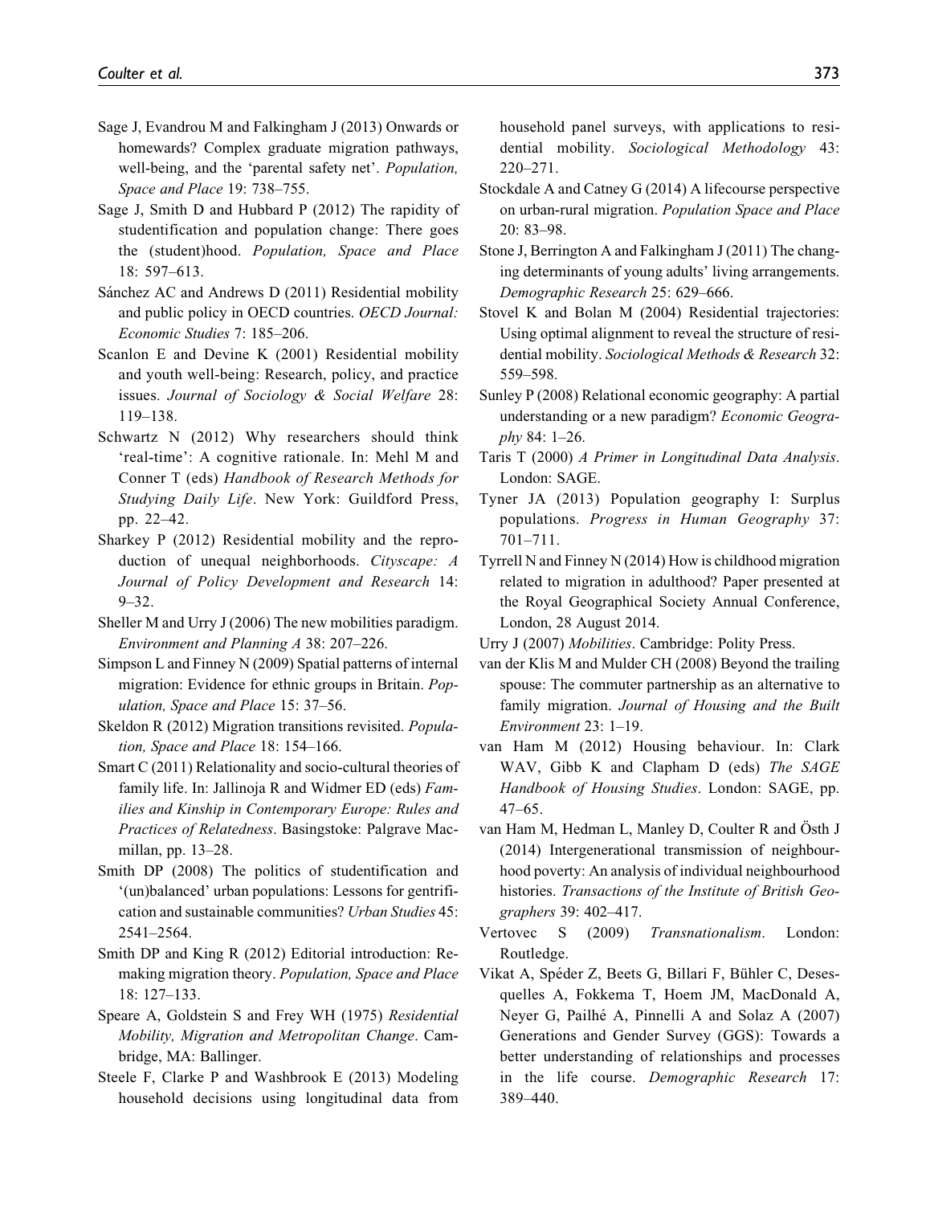Sage J, Evandrou M and Falkingham J (2013) Onwards or homewards? Complex graduate migration pathways, well-being, and the 'parental safety net'. *Population, Space and Place* 19: 738–755.

Sage J, Smith D and Hubbard P (2012) The rapidity of studentification and population change: There goes the (student)hood. *Population, Space and Place* 18: 597–613.

Sánchez AC and Andrews D (2011) Residential mobility and public policy in OECD countries. *OECD Journal: Economic Studies* 7: 185–206.

Scanlon E and Devine K (2001) Residential mobility and youth well-being: Research, policy, and practice issues. *Journal of Sociology & Social Welfare* 28: 119–138.

Schwartz N (2012) Why researchers should think 'real-time': A cognitive rationale. In: Mehl M and Conner T (eds) *Handbook of Research Methods for Studying Daily Life*. New York: Guildford Press, pp. 22–42.

Sharkey P (2012) Residential mobility and the reproduction of unequal neighborhoods. *Cityscape: A Journal of Policy Development and Research* 14: 9–32.

Sheller M and Urry J (2006) The new mobilities paradigm. *Environment and Planning A* 38: 207–226.

Simpson L and Finney N (2009) Spatial patterns of internal migration: Evidence for ethnic groups in Britain. *Population, Space and Place* 15: 37–56.

Skeldon R (2012) Migration transitions revisited. *Population, Space and Place* 18: 154–166.

Smart C (2011) Relationality and socio-cultural theories of family life. In: Jallinoja R and Widmer ED (eds) *Families and Kinship in Contemporary Europe: Rules and Practices of Relatedness*. Basingstoke: Palgrave Macmillan, pp. 13–28.

Smith DP (2008) The politics of studentification and '(un)balanced' urban populations: Lessons for gentrification and sustainable communities? *Urban Studies* 45: 2541–2564.

Smith DP and King R (2012) Editorial introduction: Re-making migration theory. *Population, Space and Place* 18: 127–133.

Speare A, Goldstein S and Frey WH (1975) *Residential Mobility, Migration and Metropolitan Change*. Cambridge, MA: Ballinger.

Steele F, Clarke P and Washbrook E (2013) Modeling household decisions using longitudinal data from household panel surveys, with applications to residential mobility. *Sociological Methodology* 43: 220–271.

Stockdale A and Catney G (2014) A lifecourse perspective on urban-rural migration. *Population Space and Place* 20: 83–98.

Stone J, Berrington A and Falkingham J (2011) The changing determinants of young adults' living arrangements. *Demographic Research* 25: 629–666.

Stovel K and Bolan M (2004) Residential trajectories: Using optimal alignment to reveal the structure of residential mobility. *Sociological Methods & Research* 32: 559–598.

Sunley P (2008) Relational economic geography: A partial understanding or a new paradigm? *Economic Geography* 84: 1–26.

Taris T (2000) *A Primer in Longitudinal Data Analysis*. London: SAGE.

Tyner JA (2013) Population geography I: Surplus populations. *Progress in Human Geography* 37: 701–711.

Tyrrell N and Finney N (2014) How is childhood migration related to migration in adulthood? Paper presented at the Royal Geographical Society Annual Conference, London, 28 August 2014.

Urry J (2007) *Mobilities*. Cambridge: Polity Press.

van der Klis M and Mulder CH (2008) Beyond the trailing spouse: The commuter partnership as an alternative to family migration. *Journal of Housing and the Built Environment* 23: 1–19.

van Ham M (2012) Housing behaviour. In: Clark WAV, Gibb K and Clapham D (eds) *The SAGE Handbook of Housing Studies*. London: SAGE, pp. 47–65.

van Ham M, Hedman L, Manley D, Coulter R and Östh J (2014) Intergenerational transmission of neighbourhood poverty: An analysis of individual neighbourhood histories. *Transactions of the Institute of British Geographers* 39: 402–417.

Vertovec S (2009) *Transnationalism*. London: Routledge.

Vikat A, Spéder Z, Beets G, Billari F, Bühler C, Desesquelles A, Fokkema T, Hoem JM, MacDonald A, Neyer G, Pailhé A, Pinnelli A and Solaz A (2007) Generations and Gender Survey (GGS): Towards a better understanding of relationships and processes in the life course. *Demographic Research* 17: 389–440.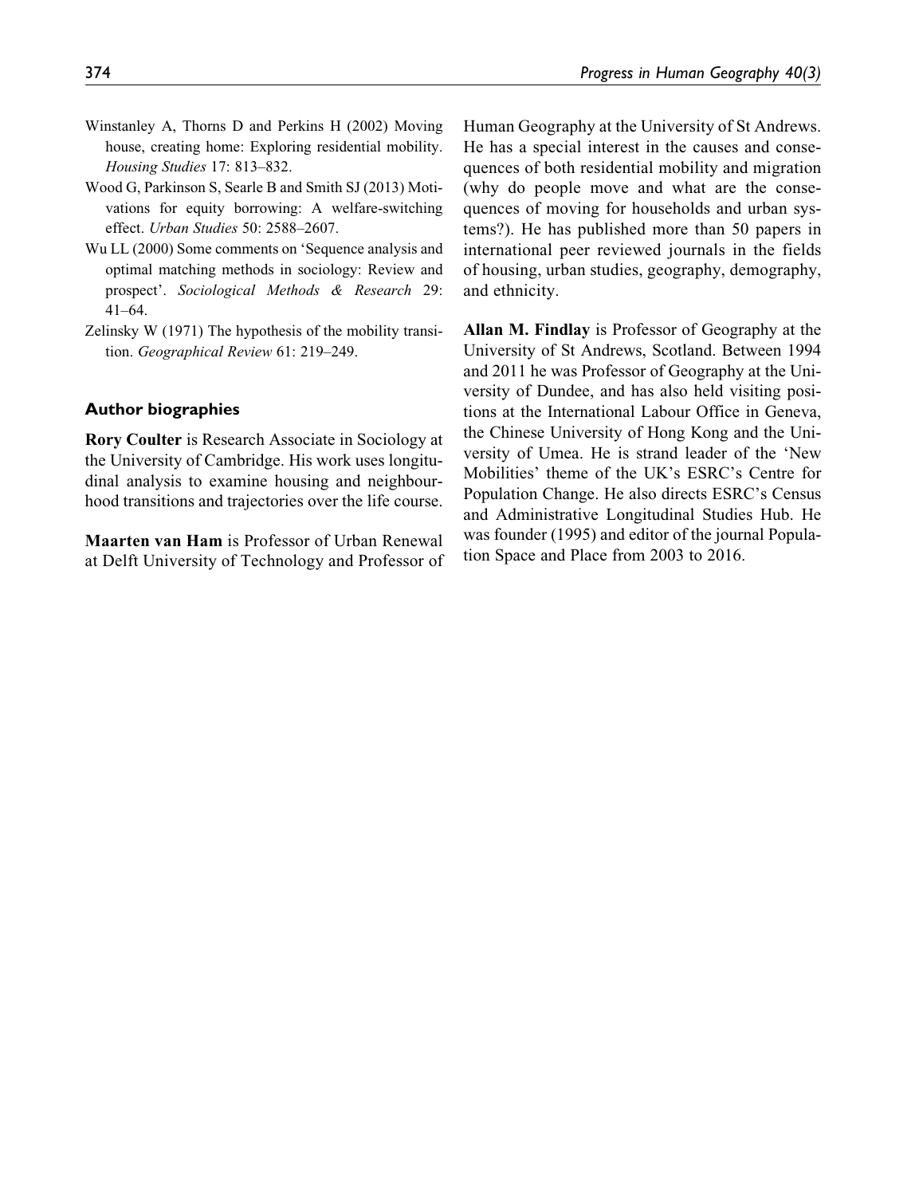Winstanley A, Thorns D and Perkins H (2002) Moving house, creating home: Exploring residential mobility. *Housing Studies* 17: 813–832.

Wood G, Parkinson S, Searle B and Smith SJ (2013) Motivations for equity borrowing: A welfare-switching effect. *Urban Studies* 50: 2588–2607.

Wu LL (2000) Some comments on 'Sequence analysis and optimal matching methods in sociology: Review and prospect'. *Sociological Methods & Research* 29: 41–64.

Zelinsky W (1971) The hypothesis of the mobility transition. *Geographical Review* 61: 219–249.

## Author biographies

**Rory Coulter** is Research Associate in Sociology at the University of Cambridge. His work uses longitudinal analysis to examine housing and neighbourhood transitions and trajectories over the life course.

**Maarten van Ham** is Professor of Urban Renewal at Delft University of Technology and Professor of Human Geography at the University of St Andrews. He has a special interest in the causes and consequences of both residential mobility and migration (why do people move and what are the consequences of moving for households and urban systems?). He has published more than 50 papers in international peer reviewed journals in the fields of housing, urban studies, geography, demography, and ethnicity.

**Allan M. Findlay** is Professor of Geography at the University of St Andrews, Scotland. Between 1994 and 2011 he was Professor of Geography at the University of Dundee, and has also held visiting positions at the International Labour Office in Geneva, the Chinese University of Hong Kong and the University of Umea. He is strand leader of the 'New Mobilities' theme of the UK's ESRC's Centre for Population Change. He also directs ESRC's Census and Administrative Longitudinal Studies Hub. He was founder (1995) and editor of the journal Population Space and Place from 2003 to 2016.